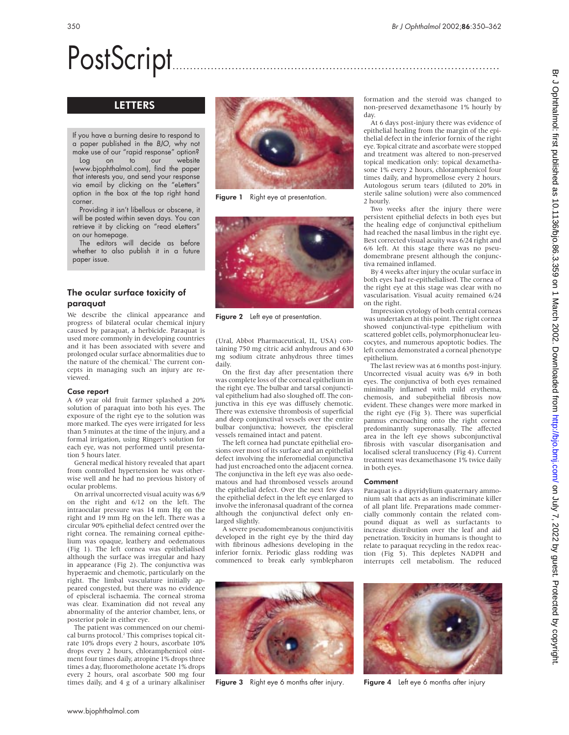# PostScript

## LETTERS

If you have a burning desire to respond to a paper published in the *BJO*, why not make use of our "rapid response" option?

Log on to our website (www.bjophthalmol.com), find the paper that interests you, and send your response via email by clicking on the "eLetters" option in the box at the top right hand corner.

Providing it isn't libellous or obscene, it will be posted within seven days. You can retrieve it by clicking on "read eLetters" on our homepage.

The editors will decide as before whether to also publish it in a future paper issue.

### The ocular surface toxicity of paraquat

We describe the clinical appearance and progress of bilateral ocular chemical injury caused by paraquat, a herbicide. Paraquat is used more commonly in developing countries and it has been associated with severe and prolonged ocular surface abnormalities due to the nature of the chemical.[1] The current concepts in managing such an injury are reviewed.

#### Case report

A 69 year old fruit farmer splashed a 20% solution of paraquat into both his eyes. The exposure of the right eye to the solution was more marked. The eyes were irrigated for less than 5 minutes at the time of the injury, and a formal irrigation, using Ringer's solution for each eye, was not performed until presentation 5 hours later.

General medical history revealed that apart from controlled hypertension he was otherwise well and he had no previous history of ocular problems.

On arrival uncorrected visual acuity was 6/9 on the right and 6/12 on the left. The intraocular pressure was 14 mm Hg on the right and 19 mm Hg on the left. There was a circular 90% epithelial defect centred over the right cornea. The remaining corneal epithelium was opaque, leathery and oedematous (Fig 1). The left cornea was epithelialised although the surface was irregular and hazy in appearance (Fig 2). The conjunctiva was hyperaemic and chemotic, particularly on the right. The limbal vasculature initially appeared congested, but there was no evidence of episcleral ischaemia. The corneal stroma was clear. Examination did not reveal any abnormality of the anterior chamber, lens, or posterior pole in either eye.

The patient was commenced on our chemical burns protocol.[2] This comprises topical citrate 10% drops every 2 hours, ascorbate 10% drops every 2 hours, chloramphenicol ointment four times daily, atropine 1% drops three times a day, fluorometholone acetate 1% drops every 2 hours, oral ascorbate 500 mg four times daily, and 4 g of a urinary alkaliniser (Ural, Abbot Pharmaceutical, IL, USA) containing 750 mg citric acid anhydrous and 630 mg sodium citrate anhydrous three times daily.

Figure 1 Right eye at presentation.

Figure 2 Left eye at presentation.

On the first day after presentation there was complete loss of the corneal epithelium in the right eye. The bulbar and tarsal conjunctival epithelium had also sloughed off. The conjunctiva in this eye was diffusely chemotic. There was extensive thrombosis of superficial and deep conjunctival vessels over the entire bulbar conjunctiva; however, the episcleral vessels remained intact and patent.

The left cornea had punctate epithelial erosions over most of its surface and an epithelial defect involving the inferomedial conjunctiva had just encroached onto the adjacent cornea. The conjunctiva in the left eye was also oedematous and had thrombosed vessels around the epithelial defect. Over the next few days the epithelial defect in the left eye enlarged to involve the inferonasal quadrant of the cornea although the conjunctival defect only enlarged slightly.

A severe pseudomembranous conjunctivitis developed in the right eye by the third day with fibrinous adhesions developing in the inferior fornix. Periodic glass rodding was commenced to break early symblepharon formation and the steroid was changed to non-preserved dexamethasone 1% hourly by day.

At 6 days post-injury there was evidence of epithelial healing from the margin of the epithelial defect in the inferior fornix of the right eye. Topical citrate and ascorbate were stopped and treatment was altered to non-preserved topical medication only: topical dexamethasone 1% every 2 hours, chloramphenicol four times daily, and hypromellose every 2 hours. Autologous serum tears (diluted to 20% in sterile saline solution) were also commenced 2 hourly.

Two weeks after the injury there were persistent epithelial defects in both eyes but the healing edge of conjunctival epithelium had reached the nasal limbus in the right eye. Best corrected visual acuity was 6/24 right and 6/6 left. At this stage there was no pseudomembrane present although the conjunctiva remained inflamed.

By 4 weeks after injury the ocular surface in both eyes had re-epithelialised. The cornea of the right eye at this stage was clear with no vascularisation. Visual acuity remained 6/24 on the right.

Impression cytology of both central corneas was undertaken at this point. The right cornea showed conjunctival-type epithelium with scattered goblet cells, polymorphonuclear leucocytes, and numerous apoptotic bodies. The left cornea demonstrated a corneal phenotype epithelium.

The last review was at 6 months post-injury. Uncorrected visual acuity was 6/9 in both eyes. The conjunctiva of both eyes remained minimally inflamed with mild erythema, chemosis, and subepithelial fibrosis now evident. These changes were more marked in the right eye (Fig 3). There was superficial pannus encroaching onto the right cornea predominantly superonasally. The affected area in the left eye shows subconjunctival fibrosis with vascular disorganisation and localised scleral translucency (Fig 4). Current treatment was dexamethasone 1% twice daily in both eyes.

#### Comment

Paraquat is a dipyridylium quaternary ammonium salt that acts as an indiscriminate killer of all plant life. Preparations made commercially commonly contain the related compound diquat as well as surfactants to increase distribution over the leaf and aid penetration. Toxicity in humans is thought to relate to paraquat recycling in the redox reaction (Fig 5). This depletes NADPH and interrupts cell metabolism. The reduced

Figure 3 Right eye 6 months after injury.

Figure 4 Left eye 6 months after injury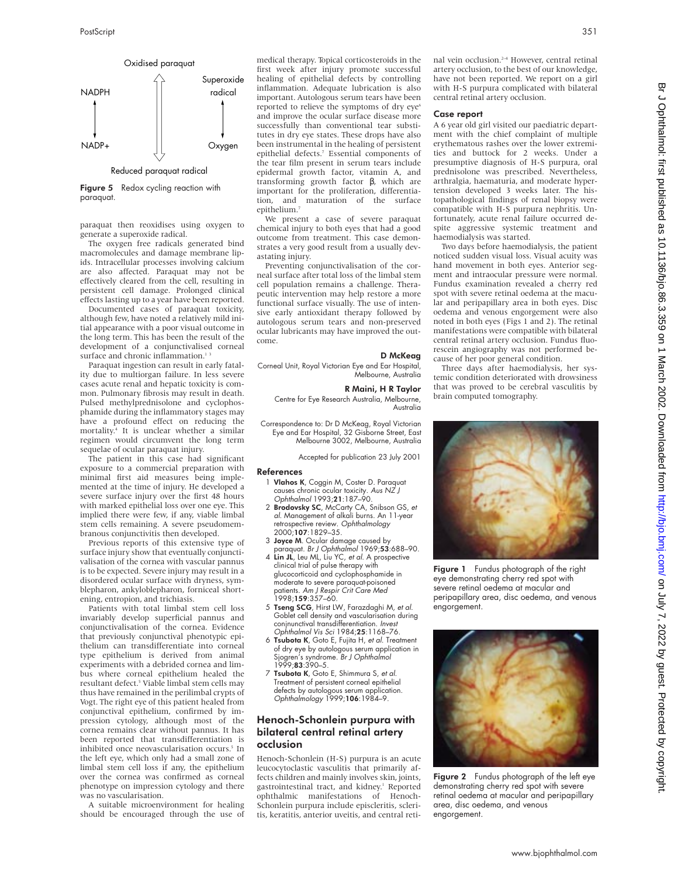Oxidised paraquat

NADPH

NADP+

Superoxide radical

Oxygen

Reduced paraquat radical

**Figure 5** Redox cycling reaction with paraquat.

paraquat then reoxidises using oxygen to generate a superoxide radical.

The oxygen free radicals generated bind macromolecules and damage membrane lipids. Intracellular processes involving calcium are also affected. Paraquat may not be effectively cleared from the cell, resulting in persistent cell damage. Prolonged clinical effects lasting up to a year have been reported.

Documented cases of paraquat toxicity, although few, have noted a relatively mild initial appearance with a poor visual outcome in the long term. This has been the result of the development of a conjunctivalised corneal surface and chronic inflammation.[1 3]

Paraquat ingestion can result in early fatality due to multiorgan failure. In less severe cases acute renal and hepatic toxicity is common. Pulmonary fibrosis may result in death. Pulsed methylprednisolone and cyclophosphamide during the inflammatory stages may have a profound effect on reducing the mortality.[4] It is unclear whether a similar regimen would circumvent the long term sequelae of ocular paraquat injury.

The patient in this case had significant exposure to a commercial preparation with minimal first aid measures being implemented at the time of injury. He developed a severe surface injury over the first 48 hours with marked epithelial loss over one eye. This implied there were few, if any, viable limbal stem cells remaining. A severe pseudomembranous conjunctivitis then developed.

Previous reports of this extensive type of surface injury show that eventually conjunctivalisation of the cornea with vascular pannus is to be expected. Severe injury may result in a disordered ocular surface with dryness, symblepharon, ankyloblepharon, forniceal shortening, entropion, and trichiasis.

Patients with total limbal stem cell loss invariably develop superficial pannus and conjunctivalisation of the cornea. Evidence that previously conjunctival phenotypic epithelium can transdifferentiate into corneal type epithelium is derived from animal experiments with a debrided cornea and limbus where corneal epithelium healed the resultant defect.[5] Viable limbal stem cells may thus have remained in the perilimbal crypts of Vogt. The right eye of this patient healed from conjunctival epithelium, confirmed by impression cytology, although most of the cornea remains clear without pannus. It has been reported that transdifferentiation is inhibited once neovascularisation occurs.[5] In the left eye, which only had a small zone of limbal stem cell loss if any, the epithelium over the cornea was confirmed as corneal phenotype on impression cytology and there was no vascularisation.

A suitable microenvironment for healing should be encouraged through the use of medical therapy. Topical corticosteroids in the first week after injury promote successful healing of epithelial defects by controlling inflammation. Adequate lubrication is also important. Autologous serum tears have been reported to relieve the symptoms of dry eye[6] and improve the ocular surface disease more successfully than conventional tear substitutes in dry eye states. These drops have also been instrumental in the healing of persistent epithelial defects.[7] Essential components of the tear film present in serum tears include epidermal growth factor, vitamin A, and transforming growth factor β, which are important for the proliferation, differentiation, and maturation of the surface epithelium.[7]

We present a case of severe paraquat chemical injury to both eyes that had a good outcome from treatment. This case demonstrates a very good result from a usually devastating injury.

Preventing conjunctivalisation of the corneal surface after total loss of the limbal stem cell population remains a challenge. Therapeutic intervention may help restore a more functional surface visually. The use of intensive early antioxidant therapy followed by autologous serum tears and non-preserved ocular lubricants may have improved the outcome.

**D McKeag**
Corneal Unit, Royal Victorian Eye and Ear Hospital, Melbourne, Australia

**R Maini, H R Taylor**
Centre for Eye Research Australia, Melbourne, Australia

Correspondence to: Dr D McKeag, Royal Victorian Eye and Ear Hospital, 32 Gisborne Street, East Melbourne 3002, Melbourne, Australia

Accepted for publication 23 July 2001

### References

1. **Vlahos K**, Coggin M, Coster D. Paraquat causes chronic ocular toxicity. *Aus NZ J Ophthalmol* 1993;**21**:187–90.
2. **Brodovsky SC**, McCarty CA, Snibson GS, *et al*. Management of alkali burns. An 11-year retrospective review. *Ophthalmology* 2000;**107**:1829–35.
3. **Joyce M**. Ocular damage caused by paraquat. *Br J Ophthalmol* 1969;**53**:688–90.
4. **Lin JL**, Leu ML, Liu YC, *et al*. A prospective clinical trial of pulse therapy with glucocorticoid and cyclophosphamide in moderate to severe paraquat-poisoned patients. *Am J Respir Crit Care Med* 1998;**159**:357–60.
5. **Tseng SCG**, Hirst LW, Farazdaghi M, *et al*. Goblet cell density and vascularisation during conjunctival transdifferentiation. *Invest Ophthalmol Vis Sci* 1984;**25**:1168–76.
6. **Tsubota K**, Goto E, Fujita H, *et al*. Treatment of dry eye by autologous serum application in Sjogren's syndrome. *Br J Ophthalmol* 1999;**83**:390–5.
7. **Tsubota K**, Goto E, Shimmura S, *et al*. Treatment of persistent corneal epithelial defects by autologous serum application. *Ophthalmology* 1999;**106**:1984–9.

## Henoch-Schonlein purpura with bilateral central retinal artery occlusion

Henoch-Schonlein (H-S) purpura is an acute leucocytoclastic vasculitis that primarily affects children and mainly involves skin, joints, gastrointestinal tract, and kidney.[1] Reported ophthalmic manifestations of Henoch-Schonlein purpura include episcleritis, scleritis, keratitis, anterior uveitis, and central retinal vein occlusion.[2–4] However, central retinal artery occlusion, to the best of our knowledge, have not been reported. We report on a girl with H-S purpura complicated with bilateral central retinal artery occlusion.

### Case report

A 6 year old girl visited our paediatric department with the chief complaint of multiple erythematous rashes over the lower extremities and buttock for 2 weeks. Under a presumptive diagnosis of H-S purpura, oral prednisolone was prescribed. Nevertheless, arthralgia, haematuria, and moderate hypertension developed 3 weeks later. The histopathological findings of renal biopsy were compatible with H-S purpura nephritis. Unfortunately, acute renal failure occurred despite aggressive systemic treatment and haemodialysis was started.

Two days before haemodialysis, the patient noticed sudden visual loss. Visual acuity was hand movement in both eyes. Anterior segment and intraocular pressure were normal. Fundus examination revealed a cherry red spot with severe retinal oedema at the macular and peripapillary area in both eyes. Disc oedema and venous engorgement were also noted in both eyes (Figs 1 and 2). The retinal manifestations were compatible with bilateral central retinal artery occlusion. Fundus fluorescein angiography was not performed because of her poor general condition.

Three days after haemodialysis, her systemic condition deteriorated with drowsiness that was proved to be cerebral vasculitis by brain computed tomography.

**Figure 1** Fundus photograph of the right eye demonstrating cherry red spot with severe retinal oedema at macular and peripapillary area, disc oedema, and venous engorgement.

**Figure 2** Fundus photograph of the left eye demonstrating cherry red spot with severe retinal oedema at macular and peripapillary area, disc oedema, and venous engorgement.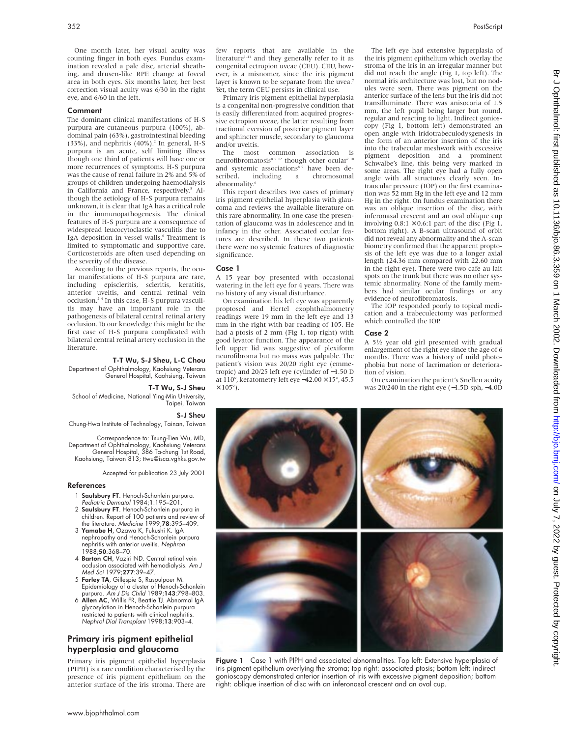One month later, her visual acuity was counting finger in both eyes. Fundus examination revealed a pale disc, arterial sheathing, and drusen-like RPE change at foveal area in both eyes. Six months later, her best correction visual acuity was 6/30 in the right eye, and 6/60 in the left.

### Comment

The dominant clinical manifestations of H-S purpura are cutaneous purpura (100%), abdominal pain (63%), gastrointestinal bleeding (33%), and nephritis (40%).[2] In general, H-S purpura is an acute, self limiting illness though one third of patients will have one or more recurrences of symptoms. H-S purpura was the cause of renal failure in 2% and 5% of groups of children undergoing haemodialysis in California and France, respectively.[5] Although the aetiology of H-S purpura remains unknown, it is clear that IgA has a critical role in the immunopathogenesis. The clinical features of H-S purpura are a consequence of widespread leucocytoclastic vasculitis due to IgA deposition in vessel walls.[6] Treatment is limited to symptomatic and supportive care. Corticosteroids are often used depending on the severity of the disease.

According to the previous reports, the ocular manifestations of H-S purpura are rare, including episcleritis, scleritis, keratitis, anterior uveitis, and central retinal vein occlusion.[2–4] In this case, H-S purpura vasculitis may have an important role in the pathogenesis of bilateral central retinal artery occlusion. To our knowledge this might be the first case of H-S purpura complicated with bilateral central retinal artery occlusion in the literature.

**T-T Wu, S-J Sheu, L-C Chou**
Department of Ophthalmology, Kaohsiung Veterans General Hospital, Kaohsiung, Taiwan

**T-T Wu, S-J Sheu**
School of Medicine, National Ying-Min University, Taipei, Taiwan

**S-J Sheu**
Chung-Hwa Institute of Technology, Tainan, Taiwan

Correspondence to: Tsung-Tien Wu, MD, Department of Ophthalmology, Kaohsiung Veterans General Hospital, 386 Ta-chung 1st Road, Kaohsiung, Taiwan 813; ttwu@isca.vghks.gov.tw

Accepted for publication 23 July 2001

### References

1. **Saulsbury FT**. Henoch-Schonlein purpura. *Pediatric Dermatol* 1984;**1**:195–201.
2. **Saulsbury FT**. Henoch-Schonlein purpura in children. Report of 100 patients and review of the literature. *Medicine* 1999;**78**:395–409.
3. **Yamabe H**, Ozawa K, Fukushi K. IgA nephropathy and Henoch-Schonlein purpura nephritis with anterior uveitis. *Nephron* 1988;**50**:368–70.
4. **Barton CH**, Vaziri ND. Central retinal vein occlusion associated with hemodialysis. *Am J Med Sci* 1979;**277**:39–47.
5. **Farley TA**, Gillespie S, Rasoulpour M. Epidemiology of a cluster of Henoch-Schonlein purpura. *Am J Dis Child* 1989;**143**:798–803.
6. **Allen AC**, Willis FR, Beattie TJ. Abnormal IgA glycosylation in Henoch-Schonlein purpura restricted to patients with clinical nephritis. *Nephrol Dial Transplant* 1998;**13**:903–4.

## Primary iris pigment epithelial hyperplasia and glaucoma

Primary iris pigment epithelial hyperplasia (PIPH) is a rare condition characterised by the presence of iris pigment epithelium on the anterior surface of the iris stroma. There are few reports that are available in the literature[1–11] and they generally refer to it as congenital ectropion uveae (CEU). CEU, however, is a misnomer, since the iris pigment layer is known to be separate from the uvea.[7] Yet, the term CEU persists in clinical use.

Primary iris pigment epithelial hyperplasia is a congenital non-progressive condition that is easily differentiated from acquired progressive ectropion uveae, the latter resulting from tractional eversion of posterior pigment layer and sphincter muscle, secondary to glaucoma and/or uveitis.

The most common association is neurofibromatosis[8 9 12] though other ocular[7 10] and systemic associations[8 9] have been described, including a chromosomal abnormality.[6]

This report describes two cases of primary iris pigment epithelial hyperplasia with glaucoma and reviews the available literature on this rare abnormality. In one case the presentation of glaucoma was in adolescence and in infancy in the other. Associated ocular features are described. In these two patients there were no systemic features of diagnostic significance.

### Case 1

A 15 year boy presented with occasional watering in the left eye for 4 years. There was no history of any visual disturbance.

On examination his left eye was apparently proptosed and Hertel exophthalmometry readings were 19 mm in the left eye and 13 mm in the right with bar reading of 105. He had a ptosis of 2 mm (Fig 1, top right) with good levator function. The appearance of the left upper lid was suggestive of plexiform neurofibroma but no mass was palpable. The patient's vision was 20/20 right eye (emmetropic) and 20/25 left eye (cylinder of −1.50 D at 110°, keratometry left eye −42.00 × 15°, 45.5 × 105°).

The left eye had extensive hyperplasia of the iris pigment epithelium which overlay the stroma of the iris in an irregular manner but did not reach the angle (Fig 1, top left). The normal iris architecture was lost, but no nodules were seen. There was pigment on the anterior surface of the lens but the iris did not transilluminate. There was anisocoria of 1.5 mm, the left pupil being larger but round, regular and reacting to light. Indirect gonioscopy (Fig 1, bottom left) demonstrated an open angle with iridotrabeculodysgenesis in the form of an anterior insertion of the iris into the trabecular meshwork with excessive pigment deposition and a prominent Schwalbe's line, this being very marked in some areas. The right eye had a fully open angle with all structures clearly seen. Intraocular pressure (IOP) on the first examination was 52 mm Hg in the left eye and 12 mm Hg in the right. On fundus examination there was an oblique insertion of the disc, with inferonasal crescent and an oval oblique cup involving 0.8:1 × 0.6:1 part of the disc (Fig 1, bottom right). A B-scan ultrasound of orbit did not reveal any abnormality and the A-scan biometry confirmed that the apparent proptosis of the left eye was due to a longer axial length (24.36 mm compared with 22.60 mm in the right eye). There were two cafe au lait spots on the trunk but there was no other systemic abnormality. None of the family members had similar ocular findings or any evidence of neurofibromatosis.

The IOP responded poorly to topical medication and a trabeculectomy was performed which controlled the IOP.

### Case 2

A 5½ year old girl presented with gradual enlargement of the right eye since the age of 6 months. There was a history of mild photophobia but none of lacrimation or deterioration of vision.

On examination the patient's Snellen acuity was 20/240 in the right eye (−1.5D sph, −4.0D

**Figure 1** Case 1 with PIPH and associated abnormalities. Top left: Extensive hyperplasia of iris pigment epithelium overlying the stroma; top right: associated ptosis; bottom left: indirect gonioscopy demonstrated anterior insertion of iris with excessive pigment deposition; bottom right: oblique insertion of disc with an inferonasal crescent and an oval cup.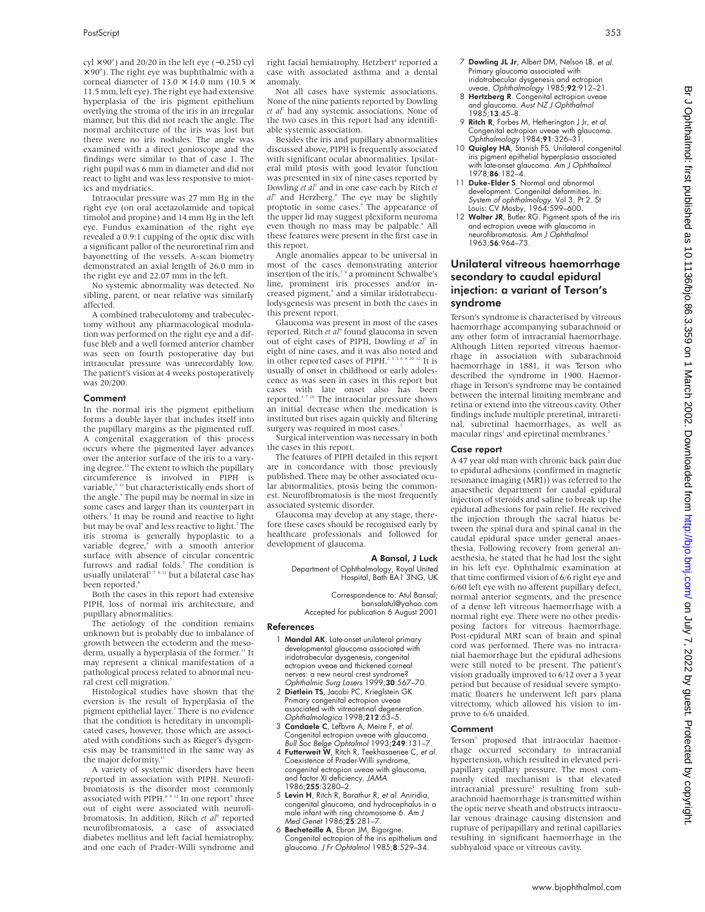cyl ×90°) and 20/20 in the left eye (−0.25D cyl ×90°). The right eye was buphthalmic with a corneal diameter of 13.0 × 14.0 mm (10.5 × 11.5 mm, left eye). The right eye had extensive hyperplasia of the iris pigment epithelium overlying the stroma of the iris in an irregular manner, but this did not reach the angle. The normal architecture of the iris was lost but there were no iris nodules. The angle was examined with a direct gonioscope and the findings were similar to that of case 1. The right pupil was 6 mm in diameter and did not react to light and was less responsive to miotics and mydriatics.

Intraocular pressure was 27 mm Hg in the right eye (on oral acetazolamide and topical timolol and propine) and 14 mm Hg in the left eye. Fundus examination of the right eye revealed a 0.9:1 cupping of the optic disc with a significant pallor of the neuroretinal rim and bayonetting of the vessels. A-scan biometry demonstrated an axial length of 26.0 mm in the right eye and 22.07 mm in the left.

No systemic abnormality was detected. No sibling, parent, or near relative was similarly affected.

A combined trabeculotomy and trabeculectomy without any pharmacological modulation was performed on the right eye and a diffuse bleb and a well formed anterior chamber was seen on fourth postoperative day but intraocular pressure was unrecordably low. The patient's vision at 4 weeks postoperatively was 20/200.

#### Comment

In the normal iris the pigment epithelium forms a double layer that includes itself into the pupillary margins as the pigmented ruff. A congenital exaggeration of this process occurs where the pigmented layer advances over the anterior surface of the iris to a varying degree.[10] The extent to which the pupillary circumference is involved in PIPH is variable,[9 11] but characteristically ends short of the angle.[9] The pupil may be normal in size in some cases and larger than its counterpart in others.[7] It may be round and reactive to light but may be oval[9] and less reactive to light.[7] The iris stroma is generally hypoplastic to a variable degree,[9] with a smooth anterior surface with absence of circular concentric furrows and radial folds.[7] The condition is usually unilateral[5 7 9–11] but a bilateral case has been reported.[8]

Both the cases in this report had extensive PIPH, loss of normal iris architecture, and pupillary abnormalities.

The aetiology of the condition remains unknown but is probably due to imbalance of growth between the ectoderm and the mesoderm, usually a hyperplasia of the former.[11] It may represent a clinical manifestation of a pathological process related to abnormal neural crest cell migration.[7]

Histological studies have shown that the eversion is the result of hyperplasia of the pigment epithelial layer.[7] There is no evidence that the condition is hereditary in uncomplicated cases, however, those which are associated with conditions such as Rieger's dysgenesis may be transmitted in the same way as the major deformity.[11]

A variety of systemic disorders have been reported in association with PIPH. Neurofibromatosis is the disorder most commonly associated with PIPH.[8 9 12] In one report[9] three out of eight were associated with neurofibromatosis. In addition, Ritch *et al*[9] reported neurofibromatosis, a case of associated diabetes mellitus and left facial hemiatrophy, and one each of Prader-Willi syndrome and right facial hemiatrophy. Hetzbert[8] reported a case with associated asthma and a dental anomaly.

Not all cases have systemic associations. None of the nine patients reported by Dowling *et al*[7] had any systemic associations. None of the two cases in this report had any identifiable systemic association.

Besides the iris and pupillary abnormalities discussed above, PIPH is frequently associated with significant ocular abnormalities. Ipsilateral mild ptosis with good levator function was presented in six of nine cases reported by Dowling *et al*[7] and in one case each by Ritch *et al*[9] and Herzberg.[8] The eye may be slightly proptotic in some cases.[9] The appearance of the upper lid may suggest plexiform neuroma even though no mass may be palpable.[9] All these features were present in the first case in this report.

Angle anomalies appear to be universal in most of the cases demonstrating anterior insertion of the iris,[7 9] a prominent Schwalbe's line, prominent iris processes and/or increased pigment,[9] and a similar iridotrabeculodysgenesis was present in both the cases in this present report.

Glaucoma was present in most of the cases reported. Ritch *et al*[9] found glaucoma in seven out of eight cases of PIPH, Dowling *et al*[7] in eight of nine cases, and it was also noted and in other reported cases of PIPH.[2 3 5 6 8 10 12] It is usually of onset in childhood or early adolescence as was seen in cases in this report but cases with late onset also has been reported.[1 7 10] The intraocular pressure shows an initial decrease when the medication is instituted but rises again quickly and filtering surgery was required in most cases.[7]

Surgical intervention was necessary in both the cases in this report.

The features of PIPH detailed in this report are in concordance with those previously published. There may be other associated ocular abnormalities, ptosis being the commonest. Neurofibromatosis is the most frequently associated systemic disorder.

Glaucoma may develop at any stage, therefore these cases should be recognised early by healthcare professionals and followed for development of glaucoma.

**A Bansal, J Luck**

Department of Ophthalmology, Royal United Hospital, Bath BA1 3NG, UK

Correspondence to: Atul Bansal; bansalatul@yahoo.com

Accepted for publication 6 August 2001

#### References

1. **Mandal AK**. Late-onset unilateral primary developmental glaucoma associated with iridotrabecular dysgenesis, congenital ectropion uveae and thickened corneal nerves: a new neural crest syndrome? *Ophthalmic Surg Lasers* 1999;**30**:567–70.
2. **Dietlein TS**, Jacobi PC, Krieglstein GK. Primary congenital ectropion uveae associated with vitreoretinal degeneration. *Ophthalmologica* 1998;**212**:63–5.
3. **Candaele C**, Lefbvre A, Meire F, *et al*. Congenital ectropion uveae with glaucoma. *Bull Soc Belge Ophtalmol* 1993;**249**:131–7.
4. **Futterweit W**, Ritch R, Teekhasaenee C, *et al*. Coexistence of Prader-Willi syndrome, congenital ectropion uveae with glaucoma, and factor XI deficiency. *JAMA* 1986;**255**:3280–2.
5. **Levin H**, Ritch R, Barathur R, *et al*. Aniridia, congenital glaucoma, and hydrocephalus in a male infant with ring chromosome 6. *Am J Med Genet* 1986;**25**:281–7.
6. **Bechetoille A**, Ebran JM, Bigorgne. Congenital ectropion of the iris epithelium and glaucoma. *J Fr Ophtalmol* 1985;**8**:529–34.
7. **Dowling JL Jr**, Albert DM, Nelson LB, *et al*. Primary glaucoma associated with iridotrabecular dysgenesis and ectropion uveae. *Ophthalmology* 1985;**92**:912–21.
8. **Hertzberg R**. Congenital ectropion uveae and glaucoma. *Aust NZ J Ophthalmol* 1985;**13**:45–8.
9. **Ritch R**, Forbes M, Hetherington J Jr, *et al*. Congenital ectropion uveae with glaucoma. *Ophthalmology* 1984;**91**:326–31.
10. **Quigley HA**, Stanish FS. Unilateral congenital iris pigment epithelial hyperplasia associated with late-onset glaucoma. *Am J Ophthalmol* 1978;**86**:182–4.
11. **Duke-Elder S**. Normal and abnormal development. Congenital deformities. In: *System of ophthalmology*. Vol 3, Pt 2. St Louis: CV Mosby, 1964:599–600.
12. **Wolter JR**, Butler RG. Pigment spots of the iris and ectropion uveae with glaucoma in neurofibromatosis. *Am J Ophthalmol* 1963;**56**:964–73.

## Unilateral vitreous haemorrhage secondary to caudal epidural injection: a variant of Terson's syndrome

Terson's syndrome is characterised by vitreous haemorrhage accompanying subarachnoid or any other form of intracranial haemorrhage. Although Litten reported vitreous haemorrhage in association with subarachnoid haemorrhage in 1881, it was Terson who described the syndrome in 1900. Haemorrhage in Terson's syndrome may be contained between the internal limiting membrane and retina or extend into the vitreous cavity. Other findings include multiple preretinal, intraretinal, subretinal haemorrhages, as well as macular rings[1] and epiretinal membranes.[2]

#### Case report

A 47 year old man with chronic back pain due to epidural adhesions (confirmed in magnetic resonance imaging (MRI)) was referred to the anaesthetic department for caudal epidural injection of steroids and saline to break up the epidural adhesions for pain relief. He received the injection through the sacral hiatus between the spinal dura and spinal canal in the caudal epidural space under general anaesthesia. Following recovery from general anaesthesia, he stated that he had lost the sight in his left eye. Ophthalmic examination at that time confirmed vision of 6/6 right eye and 6/60 left eye with no afferent pupillary defect, normal anterior segments, and the presence of a dense left vitreous haemorrhage with a normal right eye. There were no other predisposing factors for vitreous haemorrhage. Post-epidural MRI scan of brain and spinal cord was performed. There was no intracranial haemorrhage but the epidural adhesions were still noted to be present. The patient's vision gradually improved to 6/12 over a 3 year period but because of residual severe symptomatic floaters he underwent left pars plana vitrectomy, which allowed his vision to improve to 6/6 unaided.

#### Comment

Terson[3] proposed that intraocular haemorrhage occurred secondary to intracranial hypertension, which resulted in elevated peripapillary capillary pressure. The most commonly cited mechanism is that elevated intracranial pressure[4] resulting from subarachnoid haemorrhage is transmitted within the optic nerve sheath and obstructs intraocular venous drainage causing distension and rupture of peripapillary and retinal capillaries resulting in significant haemorrhage in the subhyaloid space or vitreous cavity.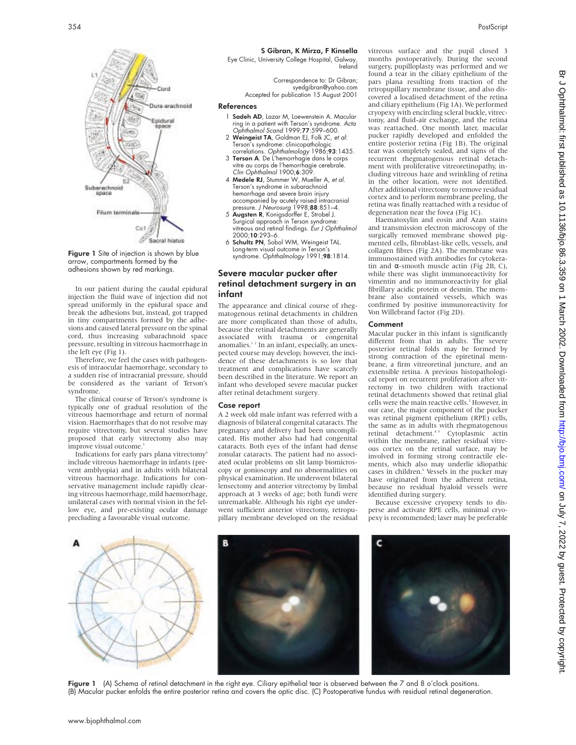Figure 1 Site of injection is shown by blue arrow, compartments formed by the adhesions shown by red markings.

In our patient during the caudal epidural injection the fluid wave of injection did not spread uniformly in the epidural space and break the adhesions but, instead, got trapped in tiny compartments formed by the adhesions and caused lateral pressure on the spinal cord, thus increasing subarachnoid space pressure, resulting in vitreous haemorrhage in the left eye (Fig 1).

Therefore, we feel the cases with pathogenesis of intraocular haemorrhage, secondary to a sudden rise of intracranial pressure, should be considered as the variant of Terson's syndrome.

The clinical course of Terson's syndrome is typically one of gradual resolution of the vitreous haemorrhage and return of normal vision. Haemorrhages that do not resolve may require vitrectomy, but several studies have proposed that early vitrectomy also may improve visual outcome.[5]

Indications for early pars plana vitrectomy[6] include vitreous haemorrhage in infants (prevent amblyopia) and in adults with bilateral vitreous haemorrhage. Indications for conservative management include rapidly clearing vitreous haemorrhage, mild haemorrhage, unilateral cases with normal vision in the fellow eye, and pre-existing ocular damage precluding a favourable visual outcome.

**S Gibran, K Mirza, F Kinsella**
Eye Clinic, University College Hospital, Galway, Ireland

Correspondence to: Dr Gibran; syedgibran@yahoo.com

Accepted for publication 15 August 2001

## References

1. **Sadeh AD**, Lazar M, Loewenstein A. Macular ring in a patient with Terson's syndrome. *Acta Ophthalmol Scand* 1999;**77**:599–600.
2. **Weingeist TA**, Goldman EJ, Folk JC, *et al*: Terson's syndrome: clinicopathologic correlations. *Ophthalmology* 1986;**93**:1435.
3. **Terson A**. De L'hemorrhagie dans le corps vitre au corps de l'hemorrhagie cerebrale. *Clin Ophthalmol* 1900;**6**:309.
4. **Medele RJ**, Stummer W, Mueller A, *et al.* Terson's syndrome in subarachnoid hemorrhage and severe brain injury accompanied by acutely raised intracranial pressure. *J Neurosurg* 1998;**88**:851–4.
5. **Augsten R**, Konigsdorffer E, Strobel J. Surgical approach in Terson syndrome: vitreous and retinal findings. *Eur J Ophthalmol* 2000;**10**:293–6.
6. **Schultz PN**, Sobol WM, Weingeist TAL. Long-term visual outcome in Terson's syndrome. *Ophthalmology* 1991;**98**:1814.

## Severe macular pucker after retinal detachment surgery in an infant

The appearance and clinical course of rhegmatogenous retinal detachments in children are more complicated than those of adults, because the retinal detachments are generally associated with trauma or congenital anomalies.[1,2] In an infant, especially, an unexpected course may develop; however, the incidence of these detachments is so low that treatment and complications have scarcely been described in the literature. We report an infant who developed severe macular pucker after retinal detachment surgery.

### Case report

A 2 week old male infant was referred with a diagnosis of bilateral congenital cataracts. The pregnancy and delivery had been uncomplicated. His mother also had had congenital cataracts. Both eyes of the infant had dense zonular cataracts. The patient had no associated ocular problems on slit lamp biomicroscopy or gonioscopy and no abnormalities on physical examination. He underwent bilateral lensectomy and anterior vitrectomy by limbal approach at 3 weeks of age; both fundi were unremarkable. Although his right eye underwent sufficient anterior vitrectomy, retropupillary membrane developed on the residual vitreous surface and the pupil closed 3 months postoperatively. During the second surgery, pupilloplasty was performed and we found a tear in the ciliary epithelium of the pars plana resulting from traction of the retropupillary membrane tissue, and also discovered a localised detachment of the retina and ciliary epithelium (Fig 1A). We performed cryopexy with encircling scleral buckle, vitrectomy, and fluid-air exchange, and the retina was reattached. One month later, macular pucker rapidly developed and enfolded the entire posterior retina (Fig 1B). The original tear was completely sealed, and signs of the recurrent rhegmatogenous retinal detachment with proliferative vitreoretinopathy, including vitreous haze and wrinkling of retina in the other location, were not identified. After additional vitrectomy to remove residual cortex and to perform membrane peeling, the retina was finally reattached with a residue of degeneration near the fovea (Fig 1C).

Haematoxylin and eosin and Azan stains and transmission electron microscopy of the surgically removed membrane showed pigmented cells, fibroblast-like cells, vessels, and collagen fibres (Fig 2A). The membrane was immunostained with antibodies for cytokeratin and α-smooth muscle actin (Fig 2B, C), while there was slight immunoreactivity for vimentin and no immunoreactivity for glial fibrillary acidic protein or desmin. The membrane also contained vessels, which was confirmed by positive immunoreactivity for Von Willebrand factor (Fig 2D).

### Comment

Macular pucker in this infant is significantly different from that in adults. The severe posterior retinal folds may be formed by strong contraction of the epiretinal membrane, a firm vitreoretinal juncture, and an extensible retina. A previous histopathological report on recurrent proliferation after vitrectomy in two children with tractional retinal detachments showed that retinal glial cells were the main reactive cells.[3] However, in our case, the major component of the pucker was retinal pigment epithelium (RPE) cells, the same as in adults with rhegmatogenous retinal detachment.[4,5] Cytoplasmic actin within the membrane, rather residual vitreous cortex on the retinal surface, may be involved in forming strong contractile elements, which also may underlie idiopathic cases in children.[6] Vessels in the pucker may have originated from the adherent retina, because no residual hyaloid vessels were identified during surgery.

Because excessive cryopexy tends to disperse and activate RPE cells, minimal cryopexy is recommended; laser may be preferable

Figure 1 (A) Schema of retinal detachment in the right eye. Ciliary epithelial tear is observed between the 7 and 8 o'clock positions. (B) Macular pucker enfolds the entire posterior retina and covers the optic disc. (C) Postoperative fundus with residual retinal degeneration.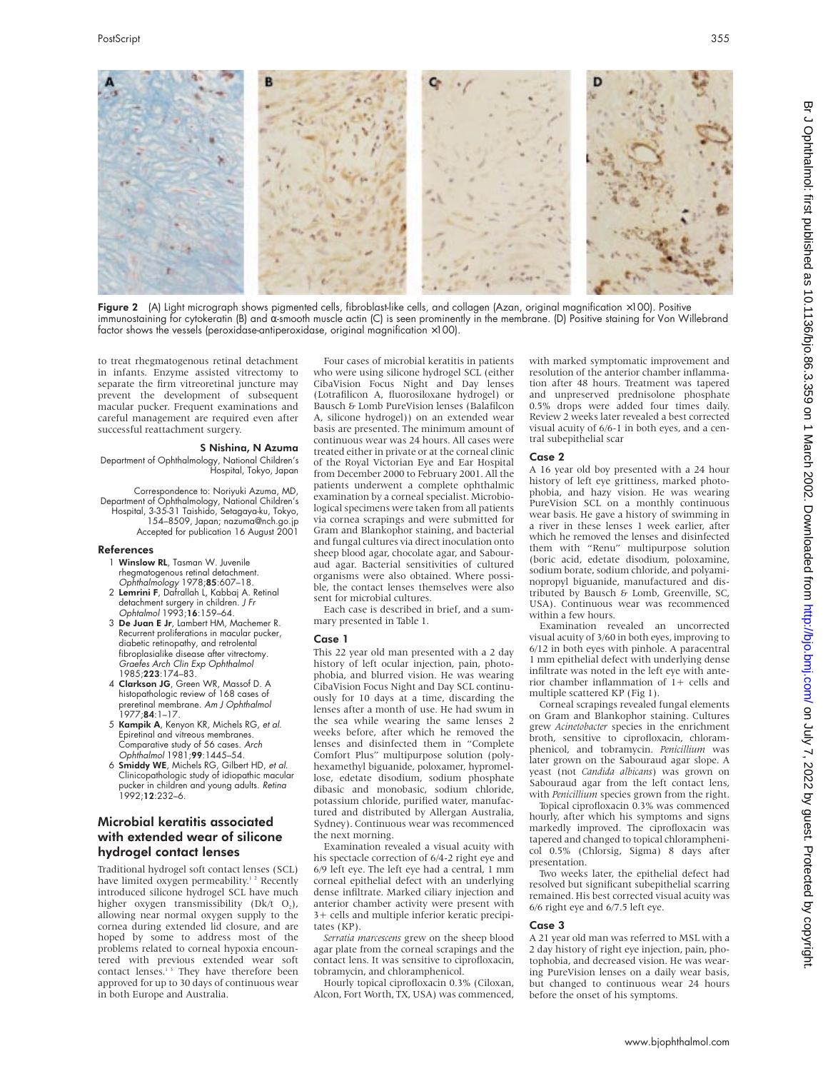**Figure 2** (A) Light micrograph shows pigmented cells, fibroblast-like cells, and collagen (Azan, original magnification ×100). Positive immunostaining for cytokeratin (B) and α-smooth muscle actin (C) is seen prominently in the membrane. (D) Positive staining for Von Willebrand factor shows the vessels (peroxidase-antiperoxidase, original magnification ×100).

to treat rhegmatogenous retinal detachment in infants. Enzyme assisted vitrectomy to separate the firm vitreoretinal juncture may prevent the development of subsequent macular pucker. Frequent examinations and careful management are required even after successful reattachment surgery.

**S Nishina, N Azuma**

Department of Ophthalmology, National Children's Hospital, Tokyo, Japan

Correspondence to: Noriyuki Azuma, MD, Department of Ophthalmology, National Children's Hospital, 3-35-31 Taishido, Setagaya-ku, Tokyo, 154–8509, Japan; nazuma@nch.go.jp

Accepted for publication 16 August 2001

### References

1. **Winslow RL**, Tasman W. Juvenile rhegmatogenous retinal detachment. *Ophthalmology* 1978;**85**:607–18.
2. **Lemrini F**, Dafrallah L, Kabbaj A. Retinal detachment surgery in children. *J Fr Ophtalmol* 1993;**16**:159–64.
3. **De Juan E Jr**, Lambert HM, Machemer R. Recurrent proliferations in macular pucker, diabetic retinopathy, and retrolental fibroplasialike disease after vitrectomy. *Graefes Arch Clin Exp Ophthalmol* 1985;**223**:174–83.
4. **Clarkson JG**, Green WR, Massof D. A histopathologic review of 168 cases of preretinal membrane. *Am J Ophthalmol* 1977;**84**:1–17.
5. **Kampik A**, Kenyon KR, Michels RG, *et al*. Epiretinal and vitreous membranes. Comparative study of 56 cases. *Arch Ophthalmol* 1981;**99**:1445–54.
6. **Smiddy WE**, Michels RG, Gilbert HD, *et al*. Clinicopathologic study of idiopathic macular pucker in children and young adults. *Retina* 1992;**12**:232–6.

## Microbial keratitis associated with extended wear of silicone hydrogel contact lenses

Traditional hydrogel soft contact lenses (SCL) have limited oxygen permeability.[1 2] Recently introduced silicone hydrogel SCL have much higher oxygen transmissibility (Dk/t $O_2$), allowing near normal oxygen supply to the cornea during extended lid closure, and are hoped by some to address most of the problems related to corneal hypoxia encountered with previous extended wear soft contact lenses.[1 3] They have therefore been approved for up to 30 days of continuous wear in both Europe and Australia.

Four cases of microbial keratitis in patients who were using silicone hydrogel SCL (either CibaVision Focus Night and Day lenses (Lotrafilcon A, fluorosiloxane hydrogel) or Bausch & Lomb PureVision lenses (Balafilcon A, silicone hydrogel)) on an extended wear basis are presented. The minimum amount of continuous wear was 24 hours. All cases were treated either in private or at the corneal clinic of the Royal Victorian Eye and Ear Hospital from December 2000 to February 2001. All the patients underwent a complete ophthalmic examination by a corneal specialist. Microbiological specimens were taken from all patients via cornea scrapings and were submitted for Gram and Blankophor staining, and bacterial and fungal cultures via direct inoculation onto sheep blood agar, chocolate agar, and Sabouraud agar. Bacterial sensitivities of cultured organisms were also obtained. Where possible, the contact lenses themselves were also sent for microbial cultures.

Each case is described in brief, and a summary presented in Table 1.

### Case 1

This 22 year old man presented with a 2 day history of left ocular injection, pain, photophobia, and blurred vision. He was wearing CibaVision Focus Night and Day SCL continuously for 10 days at a time, discarding the lenses after a month of use. He had swum in the sea while wearing the same lenses 2 weeks before, after which he removed the lenses and disinfected them in "Complete Comfort Plus" multipurpose solution (polyhexamethyl biguanide, poloxamer, hypromellose, edetate disodium, sodium phosphate dibasic and monobasic, sodium chloride, potassium chloride, purified water, manufactured and distributed by Allergan Australia, Sydney). Continuous wear was recommenced the next morning.

Examination revealed a visual acuity with his spectacle correction of 6/4-2 right eye and 6/9 left eye. The left eye had a central, 1 mm corneal epithelial defect with an underlying dense infiltrate. Marked ciliary injection and anterior chamber activity were present with 3+ cells and multiple inferior keratic precipitates (KP).

*Serratia marcescens* grew on the sheep blood agar plate from the corneal scrapings and the contact lens. It was sensitive to ciprofloxacin, tobramycin, and chloramphenicol.

Hourly topical ciprofloxacin 0.3% (Ciloxan, Alcon, Fort Worth, TX, USA) was commenced, with marked symptomatic improvement and resolution of the anterior chamber inflammation after 48 hours. Treatment was tapered and unpreserved prednisolone phosphate 0.5% drops were added four times daily. Review 2 weeks later revealed a best corrected visual acuity of 6/6-1 in both eyes, and a central subepithelial scar

### Case 2

A 16 year old boy presented with a 24 hour history of left eye grittiness, marked photophobia, and hazy vision. He was wearing PureVision SCL on a monthly continuous wear basis. He gave a history of swimming in a river in these lenses 1 week earlier, after which he removed the lenses and disinfected them with "Renu" multipurpose solution (boric acid, edetate disodium, poloxamine, sodium borate, sodium chloride, and polyaminopropyl biguanide, manufactured and distributed by Bausch & Lomb, Greenville, SC, USA). Continuous wear was recommenced within a few hours.

Examination revealed an uncorrected visual acuity of 3/60 in both eyes, improving to 6/12 in both eyes with pinhole. A paracentral 1 mm epithelial defect with underlying dense infiltrate was noted in the left eye with anterior chamber inflammation of 1+ cells and multiple scattered KP (Fig 1).

Corneal scrapings revealed fungal elements on Gram and Blankophor staining. Cultures grew *Acinetobacter* species in the enrichment broth, sensitive to ciprofloxacin, chloramphenicol, and tobramycin. *Penicillium* was later grown on the Sabouraud agar slope. A yeast (not *Candida albicans*) was grown on Sabouraud agar from the left contact lens, with *Penicillium* species grown from the right.

Topical ciprofloxacin 0.3% was commenced hourly, after which his symptoms and signs markedly improved. The ciprofloxacin was tapered and changed to topical chloramphenicol 0.5% (Chlorsig, Sigma) 8 days after presentation.

Two weeks later, the epithelial defect had resolved but significant subepithelial scarring remained. His best corrected visual acuity was 6/6 right eye and 6/7.5 left eye.

### Case 3

A 21 year old man was referred to MSL with a 2 day history of right eye injection, pain, photophobia, and decreased vision. He was wearing PureVision lenses on a daily wear basis, but changed to continuous wear 24 hours before the onset of his symptoms.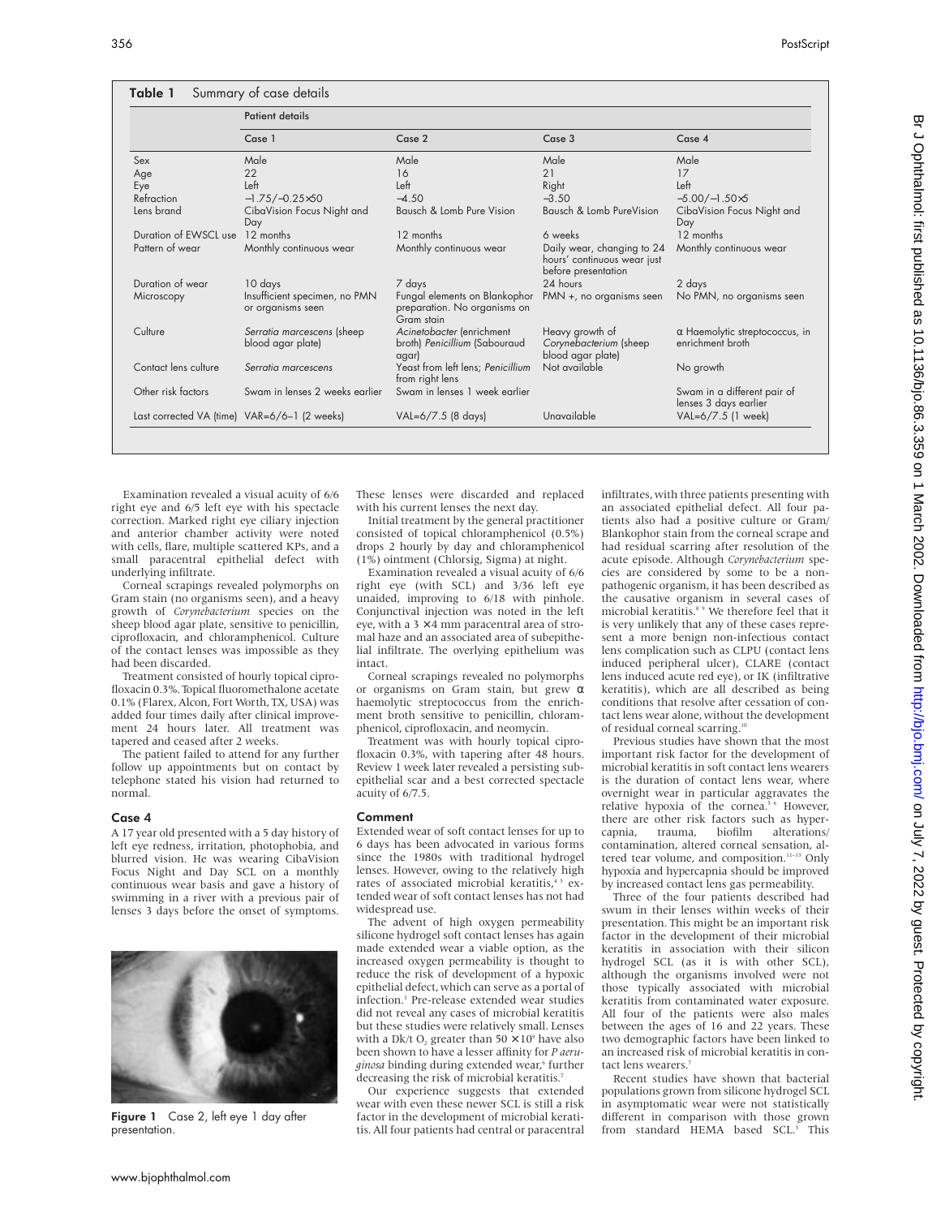**Table 1** Summary of case details

| | Patient details | | | |
|---|---|---|---|---|
| | Case 1 | Case 2 | Case 3 | Case 4 |
| Sex | Male | Male | Male | Male |
| Age | 22 | 16 | 21 | 17 |
| Eye | Left | Left | Right | Left |
| Refraction | −1.75/−0.25×50 | −4.50 | −3.50 | −5.00/−1.50×5 |
| Lens brand | CibaVision Focus Night and Day | Bausch & Lomb Pure Vision | Bausch & Lomb PureVision | CibaVision Focus Night and Day |
| Duration of EWSCL use | 12 months | 12 months | 6 weeks | 12 months |
| Pattern of wear | Monthly continuous wear | Monthly continuous wear | Daily wear, changing to 24 hours' continuous wear just before presentation | Monthly continuous wear |
| Duration of wear | 10 days | 7 days | 24 hours | 2 days |
| Microscopy | Insufficient specimen, no PMN or organisms seen | Fungal elements on Blankophor preparation. No organisms on Gram stain | PMN +, no organisms seen | No PMN, no organisms seen |
| Culture | *Serratia marcescens* (sheep blood agar plate) | *Acinetobacter* (enrichment broth) *Penicillium* (Sabouraud agar) | Heavy growth of *Corynebacterium* (sheep blood agar plate) | α Haemolytic streptococcus, in enrichment broth |
| Contact lens culture | *Serratia marcescens* | Yeast from left lens; *Penicillium* from right lens | Not available | No growth |
| Other risk factors | Swam in lenses 2 weeks earlier | Swam in lenses 1 week earlier | | Swam in a different pair of lenses 3 days earlier |
| Last corrected VA (time) | VAR=6/6−1 (2 weeks) | VAL=6/7.5 (8 days) | Unavailable | VAL=6/7.5 (1 week) |

Examination revealed a visual acuity of 6/6 right eye and 6/5 left eye with his spectacle correction. Marked right eye ciliary injection and anterior chamber activity were noted with cells, flare, multiple scattered KPs, and a small paracentral epithelial defect with underlying infiltrate.

Corneal scrapings revealed polymorphs on Gram stain (no organisms seen), and a heavy growth of *Corynebacterium* species on the sheep blood agar plate, sensitive to penicillin, ciprofloxacin, and chloramphenicol. Culture of the contact lenses was impossible as they had been discarded.

Treatment consisted of hourly topical ciprofloxacin 0.3%. Topical fluorometholone acetate 0.1% (Flarex, Alcon, Fort Worth, TX, USA) was added four times daily after clinical improvement 24 hours later. All treatment was tapered and ceased after 2 weeks.

The patient failed to attend for any further follow up appointments but on contact by telephone stated his vision had returned to normal.

## Case 4

A 17 year old presented with a 5 day history of left eye redness, irritation, photophobia, and blurred vision. He was wearing CibaVision Focus Night and Day SCL on a monthly continuous wear basis and gave a history of swimming in a river with a previous pair of lenses 3 days before the onset of symptoms.

**Figure 1** Case 2, left eye 1 day after presentation.

These lenses were discarded and replaced with his current lenses the next day.

Initial treatment by the general practitioner consisted of topical chloramphenicol (0.5%) drops 2 hourly by day and chloramphenicol (1%) ointment (Chlorsig, Sigma) at night.

Examination revealed a visual acuity of 6/6 right eye (with SCL) and 3/36 left eye unaided, improving to 6/18 with pinhole. Conjunctival injection was noted in the left eye, with a 3 × 4 mm paracentral area of stromal haze and an associated area of subepithelial infiltrate. The overlying epithelium was intact.

Corneal scrapings revealed no polymorphs or organisms on Gram stain, but grew α haemolytic streptococcus from the enrichment broth sensitive to penicillin, chloramphenicol, ciprofloxacin, and neomycin.

Treatment was with hourly topical ciprofloxacin 0.3%, with tapering after 48 hours. Review 1 week later revealed a persisting subepithelial scar and a best corrected spectacle acuity of 6/7.5.

## Comment

Extended wear of soft contact lenses for up to 6 days has been advocated in various forms since the 1980s with traditional hydrogel lenses. However, owing to the relatively high rates of associated microbial keratitis,[4,5] extended wear of soft contact lenses has not had widespread use.

The advent of high oxygen permeability silicone hydrogel soft contact lenses has again made extended wear a viable option, as the increased oxygen permeability is thought to reduce the risk of development of a hypoxic epithelial defect, which can serve as a portal of infection.[3] Pre-release extended wear studies did not reveal any cases of microbial keratitis but these studies were relatively small. Lenses with a Dk/t $O_2$ greater than $50 \times 10^9$ have also been shown to have a lesser affinity for *P aeruginosa* binding during extended wear,[6] further decreasing the risk of microbial keratitis.[7]

Our experience suggests that extended wear with even these newer SCL is still a risk factor in the development of microbial keratitis. All four patients had central or paracentral infiltrates, with three patients presenting with an associated epithelial defect. All four patients also had a positive culture or Gram/Blankophor stain from the corneal scrape and had residual scarring after resolution of the acute episode. Although *Corynebacterium* species are considered by some to be a non-pathogenic organism, it has been described as the causative organism in several cases of microbial keratitis.[8,9] We therefore feel that it is very unlikely that any of these cases represent a more benign non-infectious contact lens complication such as CLPU (contact lens induced peripheral ulcer), CLARE (contact lens induced acute red eye), or IK (infiltrative keratitis), which are all described as being conditions that resolve after cessation of contact lens wear alone, without the development of residual corneal scarring.[10]

Previous studies have shown that the most important risk factor for the development of microbial keratitis in soft contact lens wearers is the duration of contact lens wear, where overnight wear in particular aggravates the relative hypoxia of the cornea.[5,6] However, there are other risk factors such as hypercapnia, trauma, biofilm alterations/contamination, altered corneal sensation, altered tear volume, and composition.[11–13] Only hypoxia and hypercapnia should be improved by increased contact lens gas permeability.

Three of the four patients described had swum in their lenses within weeks of their presentation. This might be an important risk factor in the development of their microbial keratitis in association with their silicon hydrogel SCL (as it is with other SCL), although the organisms involved were not those typically associated with microbial keratitis from contaminated water exposure. All four of the patients were also males between the ages of 16 and 22 years. These two demographic factors have been linked to an increased risk of microbial keratitis in contact lens wearers.[7]

Recent studies have shown that bacterial populations grown from silicone hydrogel SCL in asymptomatic wear were not statistically different in comparison with those grown from standard HEMA based SCL.[3] This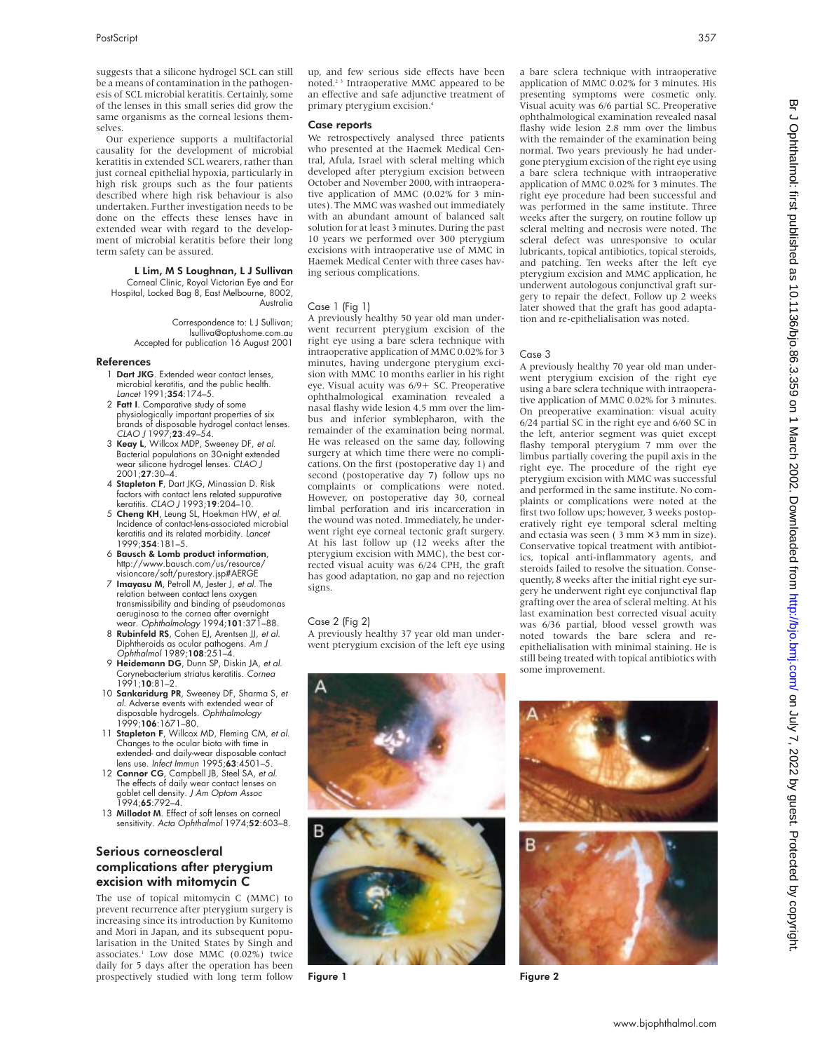suggests that a silicone hydrogel SCL can still be a means of contamination in the pathogenesis of SCL microbial keratitis. Certainly, some of the lenses in this small series did grow the same organisms as the corneal lesions themselves.

Our experience supports a multifactorial causality for the development of microbial keratitis in extended SCL wearers, rather than just corneal epithelial hypoxia, particularly in high risk groups such as the four patients described where high risk behaviour is also undertaken. Further investigation needs to be done on the effects these lenses have in extended wear with regard to the development of microbial keratitis before their long term safety can be assured.

**L Lim, M S Loughnan, L J Sullivan**

Corneal Clinic, Royal Victorian Eye and Ear Hospital, Locked Bag 8, East Melbourne, 8002, Australia

Correspondence to: L J Sullivan; lsulliva@optushome.com.au

Accepted for publication 16 August 2001

### References

1. **Dart JKG**. Extended wear contact lenses, microbial keratitis, and the public health. *Lancet* 1991;**354**:174–5.
2. **Fatt I**. Comparative study of some physiologically important properties of six brands of disposable hydrogel contact lenses. *CLAO J* 1997;**23**:49–54.
3. **Keay L**, Willcox MDP, Sweeney DF, *et al.* Bacterial populations on 30-night extended wear silicone hydrogel lenses. *CLAO J* 2001;**27**:30–4.
4. **Stapleton F**, Dart JKG, Minassian D. Risk factors with contact lens related suppurative keratitis. *CLAO J* 1993;**19**:204–10.
5. **Cheng KH**, Leung SL, Hoekman HW, *et al.* Incidence of contact-lens-associated microbial keratitis and its related morbidity. *Lancet* 1999;**354**:181–5.
6. **Bausch & Lomb product information**, http://www.bausch.com/us/resource/visioncare/soft/purestory.jsp#AERGE
7. **Imayasu M**, Petroll M, Jester J, *et al.* The relation between contact lens oxygen transmissibility and binding of pseudomonas aeruginosa to the cornea after overnight wear. *Ophthalmology* 1994;**101**:371–88.
8. **Rubinfeld RS**, Cohen EJ, Arentsen JJ, *et al.* Diphtheroids as ocular pathogens. *Am J Ophthalmol* 1989;**108**:251–4.
9. **Heidemann DG**, Dunn SP, Diskin JA, *et al.* Corynebacterium striatus keratitis. *Cornea* 1991;**10**:81–2.
10. **Sankaridurg PR**, Sweeney DF, Sharma S, *et al.* Adverse events with extended wear of disposable hydrogels. *Ophthalmology* 1999;**106**:1671–80.
11. **Stapleton F**, Willcox MD, Fleming CM, *et al.* Changes to the ocular biota with time in extended- and daily-wear disposable contact lens use. *Infect Immun* 1995;**63**:4501–5.
12. **Connor CG**, Campbell JB, Steel SA, *et al.* The effects of daily wear contact lenses on goblet cell density. *J Am Optom Assoc* 1994;**65**:792–4.
13. **Millodot M**. Effect of soft lenses on corneal sensitivity. *Acta Ophthalmol* 1974;**52**:603–8.

## Serious corneoscleral complications after pterygium excision with mitomycin C

The use of topical mitomycin C (MMC) to prevent recurrence after pterygium surgery is increasing since its introduction by Kunitomo and Mori in Japan, and its subsequent popularisation in the United States by Singh and associates.[1] Low dose MMC (0.02%) twice daily for 5 days after the operation has been prospectively studied with long term follow up, and few serious side effects have been noted.[2,3] Intraoperative MMC appeared to be an effective and safe adjunctive treatment of primary pterygium excision.[4]

### Case reports

We retrospectively analysed three patients who presented at the Haemek Medical Central, Afula, Israel with scleral melting which developed after pterygium excision between October and November 2000, with intraoperative application of MMC (0.02% for 3 minutes). The MMC was washed out immediately with an abundant amount of balanced salt solution for at least 3 minutes. During the past 10 years we performed over 300 pterygium excisions with intraoperative use of MMC in Haemek Medical Center with three cases having serious complications.

#### Case 1 (Fig 1)

A previously healthy 50 year old man underwent recurrent pterygium excision of the right eye using a bare sclera technique with intraoperative application of MMC 0.02% for 3 minutes, having undergone pterygium excision with MMC 10 months earlier in his right eye. Visual acuity was 6/9+ SC. Preoperative ophthalmological examination revealed a nasal flashy wide lesion 4.5 mm over the limbus and inferior symblepharon, with the remainder of the examination being normal. He was released on the same day, following surgery at which time there were no complications. On the first (postoperative day 1) and second (postoperative day 7) follow ups no complaints or complications were noted. However, on postoperative day 30, corneal limbal perforation and iris incarceration in the wound was noted. Immediately, he underwent right eye corneal tectonic graft surgery. At his last follow up (12 weeks after the pterygium excision with MMC), the best corrected visual acuity was 6/24 CPH, the graft has good adaptation, no gap and no rejection signs.

#### Case 2 (Fig 2)

A previously healthy 37 year old man underwent pterygium excision of the left eye using a bare sclera technique with intraoperative application of MMC 0.02% for 3 minutes. His presenting symptoms were cosmetic only. Visual acuity was 6/6 partial SC. Preoperative ophthalmological examination revealed nasal flashy wide lesion 2.8 mm over the limbus with the remainder of the examination being normal. Two years previously he had undergone pterygium excision of the right eye using a bare sclera technique with intraoperative application of MMC 0.02% for 3 minutes. The right eye procedure had been successful and was performed in the same institute. Three weeks after the surgery, on routine follow up scleral melting and necrosis were noted. The scleral defect was unresponsive to ocular lubricants, topical antibiotics, topical steroids, and patching. Ten weeks after the left eye pterygium excision and MMC application, he underwent autologous conjunctival graft surgery to repair the defect. Follow up 2 weeks later showed that the graft has good adaptation and re-epithelialisation was noted.

#### Case 3

A previously healthy 70 year old man underwent pterygium excision of the right eye using a bare sclera technique with intraoperative application of MMC 0.02% for 3 minutes. On preoperative examination: visual acuity 6/24 partial SC in the right eye and 6/60 SC in the left, anterior segment was quiet except flashy temporal pterygium 7 mm over the limbus partially covering the pupil axis in the right eye. The procedure of the right eye pterygium excision with MMC was successful and performed in the same institute. No complaints or complications were noted at the first two follow ups; however, 3 weeks postoperatively right eye temporal scleral melting and ectasia was seen ( 3 mm × 3 mm in size). Conservative topical treatment with antibiotics, topical anti-inflammatory agents, and steroids failed to resolve the situation. Consequently, 8 weeks after the initial right eye surgery he underwent right eye conjunctival flap grafting over the area of scleral melting. At his last examination best corrected visual acuity was 6/36 partial, blood vessel growth was noted towards the bare sclera and re-epithelialisation with minimal staining. He is still being treated with topical antibiotics with some improvement.

Figure 1

Figure 2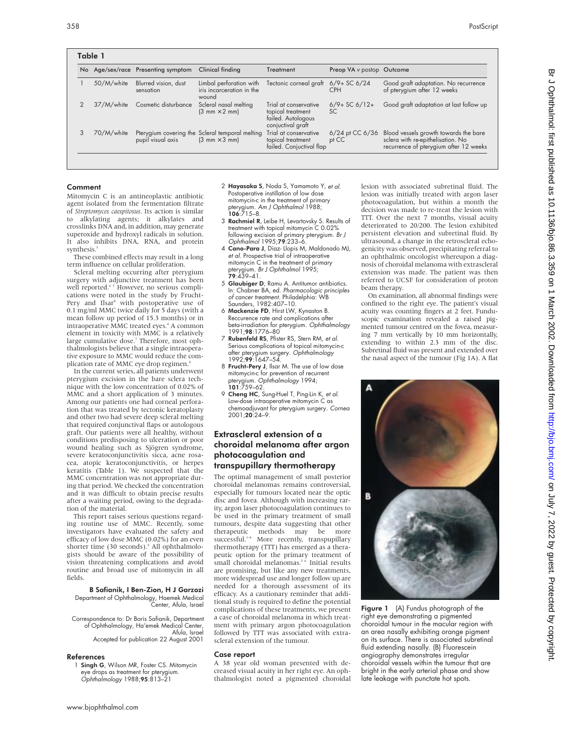**Table 1**

| No | Age/sex/race | Presenting symptom | Clinical finding | Treatment | Preop VA *v* postop | Outcome |
|---|---|---|---|---|---|---|
| 1 | 50/M/white | Blurred vision, dust sensation | Limbal perforation with iris incarceration in the wound | Tectonic corneal graft | 6/9+ SC 6/24 CPH | Good graft adaptation. No recurrence of pterygium after 12 weeks |
| 2 | 37/M/white | Cosmetic disturbance | Scleral nasal melting (3 mm ×2 mm) | Trial at conservative topical treatment failed. Autologous conjuctival graft | 6/9+ SC 6/12+ SC | Good graft adaptation at last follow up |
| 3 | 70/M/white | Pterygium covering the pupil visual axis | Scleral temporal melting (3 mm ×3 mm) | Trial at conservative topical treatment failed. Conjuctival flap | 6/24 pt CC 6/36 pt CC | Blood vessels growth towards the bare sclera with re-epithelisation. No recurrence of pterygium after 12 weeks |

### Comment

Mitomycin C is an antineoplastic antibiotic agent isolated from the fermentation filtrate of *Streptomyces caespitosus*. Its action is similar to alkylating agents; it alkylates and crosslinks DNA and, in addition, may generate superoxide and hydroxyl radicals in solution. It also inhibits DNA, RNA, and protein synthesis.[5]

These combined effects may result in a long term influence on cellular proliferation.

Scleral melting occurring after pterygium surgery with adjunctive treatment has been well reported.[6 7] However, no serious complications were noted in the study by Frucht-Pery and Ilsar[8] with postoperative use of 0.1 mg/ml MMC twice daily for 5 days (with a mean follow up period of 15.3 months) or in intraoperative MMC treated eyes.[4] A common element in toxicity with MMC is a relatively large cumulative dose.[7] Therefore, most ophthalmologists believe that a single intraoperative exposure to MMC would reduce the complication rate of MMC eye drop regimen.[4]

In the current series, all patients underwent pterygium excision in the bare sclera technique with the low concentration of 0.02% of MMC and a short application of 3 minutes. Among our patients one had corneal perforation that was treated by tectonic keratoplasty and other two had severe deep scleral melting that required conjunctival flaps or autologous graft. Our patients were all healthy, without conditions predisposing to ulceration or poor wound healing such as Sjögren syndrome, severe keratoconjunctivitis sicca, acne rosacea, atopic keratoconjunctivitis, or herpes keratitis (Table 1). We suspected that the MMC concentration was not appropriate during that period. We checked the concentration and it was difficult to obtain precise results after a waiting period, owing to the degradation of the material.

This report raises serious questions regarding routine use of MMC. Recently, some investigators have evaluated the safety and efficacy of low dose MMC (0.02%) for an even shorter time (30 seconds).[9] All ophthalmologists should be aware of the possibility of vision threatening complications and avoid routine and broad use of mitomycin in all fields.

**B Safianik, I Ben-Zion, H J Garzozi**
Department of Ophthalmology, Haemek Medical Center, Afula, Israel

Correspondence to: Dr Boris Safianik, Department of Ophthalmology, Ha'emek Medical Center, Afula, Israel
Accepted for publication 22 August 2001

### References

1 **Singh G**, Wilson MR, Foster CS. Mitomycin eye drops as treatment for pterygium. *Ophthalmology* 1988;**95**:813–21
2 **Hayasaka S**, Noda S, Yamamoto Y, *et al*. Postoperative instillation of low dose mitomycin-c in the treatment of primary pterygium. *Am J Ophthalmol* 1988; **106**:715–8.
3 **Rachmiel R**, Leibe H, Levartovsky S. Results of treatment with topical mitomycin C 0.02% following excision of primary pterygium. *Br J Ophthalmol* 1995;**79**:233–6.
4 **Cano-Para J**, Diaz- Llopis M, Maldonado MJ, *et al*. Prospective trial of intraoperative mitomycin C in the treatment of primary pterygium. *Br J Ophthalmol* 1995; **79**:439–41.
5 **Glaubiger D**, Ramu A. Antitumor antibiotics. In: Chabner BA, ed. *Pharmacologic principles of cancer treatment*. Philadelphia: WB Saunders, 1982:407–10.
6 **Mackenzie FD**, Hirst LW, Kynaston B. Reccurence rate and complications after beta-irradiation for pterygium. *Ophthalmology* 1991;**98**:1776–80
7 **Rubenfeld RS**, Pfister RS, Stern RM, *et al*. Serious complications of topical mitomycin-c after pterygium surgery. *Ophthalmology* 1992;**99**:1647–54.
8 **Frucht-Pery J**, Ilsar M. The use of low dose mitomycin-c for prevention of recurrent pterygium. *Ophthalmology* 1994; **101**:759–62.
9 **Cheng HC**, Sung-Huel T, Ping-Lin K, *et al*. Low-dose intraoperative mitomycin C as chemoadjuvant for pterygium surgery. *Cornea* 2001;**20**:24–9.

## Extrascleral extension of a choroidal melanoma after argon photocoagulation and transpupillary thermotherapy

The optimal management of small posterior choroidal melanomas remains controversial, especially for tumours located near the optic disc and fovea. Although with increasing rarity, argon laser photocoagulation continues to be used in the primary treatment of small tumours, despite data suggesting that other therapeutic methods may be more successful.[1–4] More recently, transpupillary thermotherapy (TTT) has emerged as a therapeutic option for the primary treatment of small choroidal melanomas.[5 6] Initial results are promising, but like any new treatments, more widespread use and longer follow up are needed for a thorough assessment of its efficacy. As a cautionary reminder that additional study is required to define the potential complications of these treatments, we present a case of choroidal melanoma in which treatment with primary argon photocoagulation followed by TTT was associated with extrascleral extension of the tumour.

### Case report

A 38 year old woman presented with decreased visual acuity in her right eye. An ophthalmologist noted a pigmented choroidal lesion with associated subretinal fluid. The lesion was initially treated with argon laser photocoagulation, but within a month the decision was made to re-treat the lesion with TTT. Over the next 7 months, visual acuity deteriorated to 20/200. The lesion exhibited persistent elevation and subretinal fluid. By ultrasound, a change in the retroscleral echogenicity was observed, precipitating referral to an ophthalmic oncologist whereupon a diagnosis of choroidal melanoma with extrascleral extension was made. The patient was then referred to UCSF for consideration of proton beam therapy.

On examination, all abnormal findings were confined to the right eye. The patient's visual acuity was counting fingers at 2 feet. Funduscopic examination revealed a raised pigmented tumour centred on the fovea, measuring 7 mm vertically by 10 mm horizontally, extending to within 2.3 mm of the disc. Subretinal fluid was present and extended over the nasal aspect of the tumour (Fig 1A). A flat

**Figure 1** (A) Fundus photograph of the right eye demonstrating a pigmented choroidal tumour in the macular region with an area nasally exhibiting orange pigment on its surface. There is associated subretinal fluid extending nasally. (B) Fluorescein angiography demonstrates irregular choroidal vessels within the tumour that are bright in the early arterial phase and show late leakage with punctate hot spots.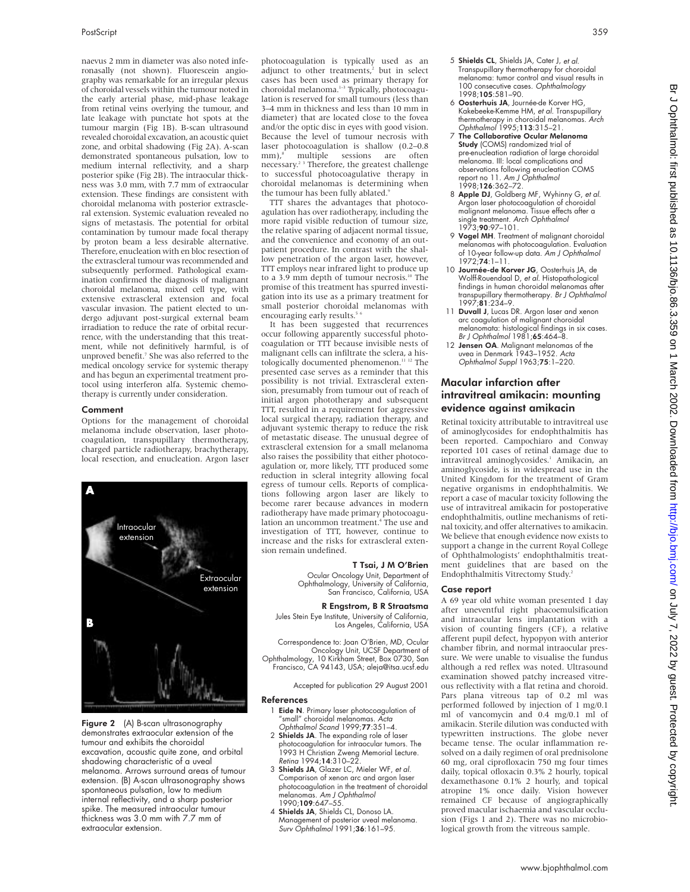naevus 2 mm in diameter was also noted inferonasally (not shown). Fluorescein angiography was remarkable for an irregular plexus of choroidal vessels within the tumour noted in the early arterial phase, mid-phase leakage from retinal veins overlying the tumour, and late leakage with punctate hot spots at the tumour margin (Fig 1B). B-scan ultrasound revealed choroidal excavation, an acoustic quiet zone, and orbital shadowing (Fig 2A). A-scan demonstrated spontaneous pulsation, low to medium internal reflectivity, and a sharp posterior spike (Fig 2B). The intraocular thickness was 3.0 mm, with 7.7 mm of extraocular extension. These findings are consistent with choroidal melanoma with posterior extrascleral extension. Systemic evaluation revealed no signs of metastasis. The potential for orbital contamination by tumour made focal therapy by proton beam a less desirable alternative. Therefore, enucleation with en bloc resection of the extrascleral tumour was recommended and subsequently performed. Pathological examination confirmed the diagnosis of malignant choroidal melanoma, mixed cell type, with extensive extrascleral extension and focal vascular invasion. The patient elected to undergo adjuvant post-surgical external beam irradiation to reduce the rate of orbital recurrence, with the understanding that this treatment, while not definitively harmful, is of unproved benefit.[7] She was also referred to the medical oncology service for systemic therapy and has begun an experimental treatment protocol using interferon alfa. Systemic chemotherapy is currently under consideration.

### Comment

Options for the management of choroidal melanoma include observation, laser photocoagulation, transpupillary thermotherapy, charged particle radiotherapy, brachytherapy, local resection, and enucleation. Argon laser photocoagulation is typically used as an adjunct to other treatments,[2] but in select cases has been used as primary therapy for choroidal melanoma.[1–3] Typically, photocoagulation is reserved for small tumours (less than 3–4 mm in thickness and less than 10 mm in diameter) that are located close to the fovea and/or the optic disc in eyes with good vision. Because the level of tumour necrosis with laser photocoagulation is shallow (0.2–0.8 mm),[8] multiple sessions are often necessary.[2 3] Therefore, the greatest challenge to successful photocoagulative therapy in choroidal melanomas is determining when the tumour has been fully ablated.[9]

TTT shares the advantages that photocoagulation has over radiotherapy, including the more rapid visible reduction of tumour size, the relative sparing of adjacent normal tissue, and the convenience and economy of an outpatient procedure. In contrast with the shallow penetration of the argon laser, however, TTT employs near infrared light to produce up to a 3.9 mm depth of tumour necrosis.[10] The promise of this treatment has spurred investigation into its use as a primary treatment for small posterior choroidal melanomas with encouraging early results.[5 6]

It has been suggested that recurrences occur following apparently successful photocoagulation or TTT because invisible nests of malignant cells can infiltrate the sclera, a histologically documented phenomenon.[11 12] The presented case serves as a reminder that this possibility is not trivial. Extrascleral extension, presumably from tumour out of reach of initial argon phototherapy and subsequent TTT, resulted in a requirement for aggressive local surgical therapy, radiation therapy, and adjuvant systemic therapy to reduce the risk of metastatic disease. The unusual degree of extrascleral extension for a small melanoma also raises the possibility that either photocoagulation or, more likely, TTT produced some reduction in scleral integrity allowing focal egress of tumour cells. Reports of complications following argon laser are likely to become rarer because advances in modern radiotherapy have made primary photocoagulation an uncommon treatment.[4] The use and investigation of TTT, however, continue to increase and the risks for extrascleral extension remain undefined.

Figure 2 (A) B-scan ultrasonography demonstrates extraocular extension of the tumour and exhibits the choroidal excavation, acoustic quite zone, and orbital shadowing characteristic of a uveal melanoma. Arrows surround areas of tumour extension. (B) A-scan ultrasonography shows spontaneous pulsation, low to medium internal reflectivity, and a sharp posterior spike. The measured intraocular tumour thickness was 3.0 mm with 7.7 mm of extraocular extension.

**T Tsai, J M O'Brien**
Ocular Oncology Unit, Department of Ophthalmology, University of California, San Francisco, California, USA

**R Engstrom, B R Straatsma**
Jules Stein Eye Institute, University of California, Los Angeles, California, USA

Correspondence to: Joan O'Brien, MD, Ocular Oncology Unit, UCSF Department of Ophthalmology, 10 Kirkham Street, Box 0730, San Francisco, CA 94143, USA; aleja@itsa.ucsf.edu

Accepted for publication 29 August 2001

### References

1. **Eide N**. Primary laser photocoagulation of "small" choroidal melanomas. *Acta Ophthalmol Scand* 1999;**77**:351–4.
2. **Shields JA**. The expanding role of laser photocoagulation for intraocular tumors. The 1993 H Christian Zweng Memorial Lecture. *Retina* 1994;**14**:310–22.
3. **Shields JA**, Glazer LC, Mieler WF, *et al*. Comparison of xenon arc and argon laser photocoagulation in the treatment of choroidal melanomas. *Am J Ophthalmol* 1990;**109**:647–55.
4. **Shields JA**, Shields CL, Donoso LA. Management of posterior uveal melanoma. *Surv Ophthalmol* 1991;**36**:161–95.
5. **Shields CL**, Shields JA, Cater J, *et al*. Transpupillary thermotherapy for choroidal melanoma: tumor control and visual results in 100 consecutive cases. *Ophthalmology* 1998;**105**:581–90.
6. **Oosterhuis JA**, Journée-de Korver HG, Kakebeeke-Kemme HM, *et al*. Transpupillary thermotherapy in choroidal melanomas. *Arch Ophthalmol* 1995;**113**:315–21.
7. **The Collaborative Ocular Melanoma Study** (COMS) randomized trial of pre-enucleation radiation of large choroidal melanoma. III: local complications and observations following enucleation COMS report no 11. *Am J Ophthalmol* 1998;**126**:362–72.
8. **Apple DJ**, Goldberg MF, Wyhinny G, *et al*. Argon laser photocoagulation of choroidal malignant melanoma. Tissue effects after a single treatment. *Arch Ophthalmol* 1973;**90**:97–101.
9. **Vogel MH**. Treatment of malignant choroidal melanomas with photocoagulation. Evaluation of 10-year follow-up data. *Am J Ophthalmol* 1972;**74**:1–11.
10. **Journée-de Korver JG**, Oosterhuis JA, de Wolff-Rouendaal D, *et al*. Histopathological findings in human choroidal melanomas after transpupillary thermotherapy. *Br J Ophthalmol* 1997;**81**:234–9.
11. **Duvall J**, Lucas DR. Argon laser and xenon arc coagulation of malignant choroidal melanomata: histological findings in six cases. *Br J Ophthalmol* 1981;**65**:464–8.
12. **Jensen OA**. Malignant melanomas of the uvea in Denmark 1943–1952. *Acta Ophthalmol Suppl* 1963;**75**:1–220.

## Macular infarction after intravitreal amikacin: mounting evidence against amikacin

Retinal toxicity attributable to intravitreal use of aminoglycosides for endophthalmitis has been reported. Campochiaro and Conway reported 101 cases of retinal damage due to intravitreal aminoglycosides.[1] Amikacin, an aminoglycoside, is in widespread use in the United Kingdom for the treatment of Gram negative organisms in endophthalmitis. We report a case of macular toxicity following the use of intravitreal amikacin for postoperative endophthalmitis, outline mechanisms of retinal toxicity, and offer alternatives to amikacin. We believe that enough evidence now exists to support a change in the current Royal College of Ophthalmologists' endophthalmitis treatment guidelines that are based on the Endophthalmitis Vitrectomy Study.[2]

### Case report

A 69 year old white woman presented 1 day after uneventful right phacoemulsification and intraocular lens implantation with a vision of counting fingers (CF), a relative afferent pupil defect, hypopyon with anterior chamber fibrin, and normal intraocular pressure. We were unable to visualise the fundus although a red reflex was noted. Ultrasound examination showed patchy increased vitreous reflectivity with a flat retina and choroid. Pars plana vitreous tap of 0.2 ml was performed followed by injection of 1 mg/0.1 ml of vancomycin and 0.4 mg/0.1 ml of amikacin. Sterile dilution was conducted with typewritten instructions. The globe never became tense. The ocular inflammation resolved on a daily regimen of oral prednisolone 60 mg, oral ciprofloxacin 750 mg four times daily, topical ofloxacin 0.3% 2 hourly, topical dexamethasone 0.1% 2 hourly, and topical atropine 1% once daily. Vision however remained CF because of angiographically proved macular ischaemia and vascular occlusion (Figs 1 and 2). There was no microbiological growth from the vitreous sample.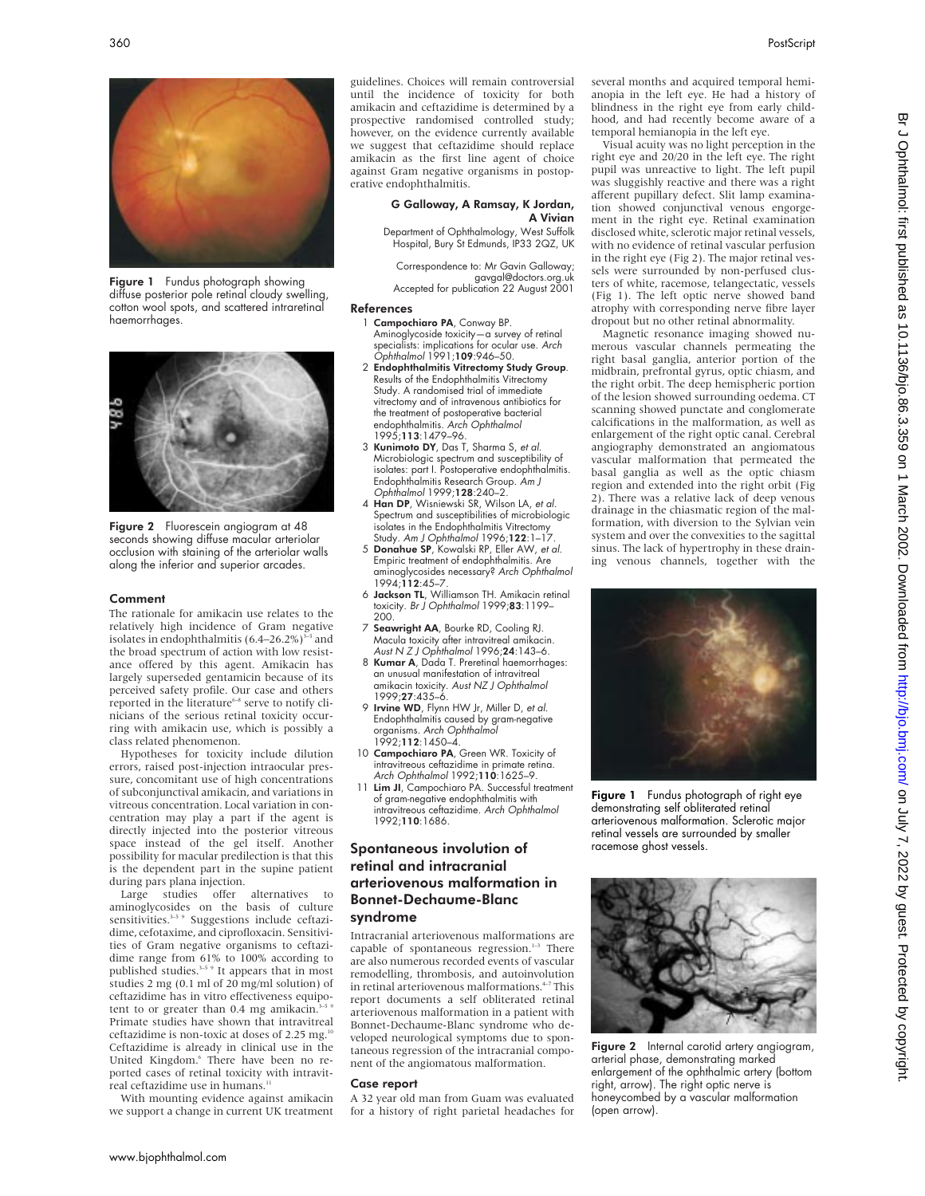Figure 1 Fundus photograph showing diffuse posterior pole retinal cloudy swelling, cotton wool spots, and scattered intraretinal haemorrhages.

Figure 2 Fluorescein angiogram at 48 seconds showing diffuse macular arteriolar occlusion with staining of the arteriolar walls along the inferior and superior arcades.

### Comment

The rationale for amikacin use relates to the relatively high incidence of Gram negative isolates in endophthalmitis (6.4–26.2%)[3–5] and the broad spectrum of action with low resistance offered by this agent. Amikacin has largely superseded gentamicin because of its perceived safety profile. Our case and others reported in the literature[6–8] serve to notify clinicians of the serious retinal toxicity occurring with amikacin use, which is possibly a class related phenomenon.

Hypotheses for toxicity include dilution errors, raised post-injection intraocular pressure, concomitant use of high concentrations of subconjunctival amikacin, and variations in vitreous concentration. Local variation in concentration may play a part if the agent is directly injected into the posterior vitreous space instead of the gel itself. Another possibility for macular predilection is that this is the dependent part in the supine patient during pars plana injection.

Large studies offer alternatives to aminoglycosides on the basis of culture sensitivities.[3–5 9] Suggestions include ceftazidime, cefotaxime, and ciprofloxacin. Sensitivities of Gram negative organisms to ceftazidime range from 61% to 100% according to published studies.[3–5 9] It appears that in most studies 2 mg (0.1 ml of 20 mg/ml solution) of ceftazidime has in vitro effectiveness equipotent to or greater than 0.4 mg amikacin.[3–5 9] Primate studies have shown that intravitreal ceftazidime is non-toxic at doses of 2.25 mg.[10] Ceftazidime is already in clinical use in the United Kingdom.[6] There have been no reported cases of retinal toxicity with intravitreal ceftazidime use in humans.[11]

With mounting evidence against amikacin we support a change in current UK treatment guidelines. Choices will remain controversial until the incidence of toxicity for both amikacin and ceftazidime is determined by a prospective randomised controlled study; however, on the evidence currently available we suggest that ceftazidime should replace amikacin as the first line agent of choice against Gram negative organisms in postoperative endophthalmitis.

**G Galloway, A Ramsay, K Jordan, A Vivian**

Department of Ophthalmology, West Suffolk Hospital, Bury St Edmunds, IP33 2QZ, UK

Correspondence to: Mr Gavin Galloway; gavgal@doctors.org.uk

Accepted for publication 22 August 2001

### References

1. **Campochiaro PA**, Conway BP. Aminoglycoside toxicity—a survey of retinal specialists: implications for ocular use. *Arch Ophthalmol* 1991;**109**:946–50.
2. **Endophthalmitis Vitrectomy Study Group**. Results of the Endophthalmitis Vitrectomy Study. A randomised trial of immediate vitrectomy and of intravenous antibiotics for the treatment of postoperative bacterial endophthalmitis. *Arch Ophthalmol* 1995;**113**:1479–96.
3. **Kunimoto DY**, Das T, Sharma S, *et al*. Microbiologic spectrum and susceptibility of isolates: part I. Postoperative endophthalmitis. Endophthalmitis Research Group. *Am J Ophthalmol* 1999;**128**:240–2.
4. **Han DP**, Wisniewski SR, Wilson LA, *et al*. Spectrum and susceptibilities of microbiologic isolates in the Endophthalmitis Vitrectomy Study. *Am J Ophthalmol* 1996;**122**:1–17.
5. **Donahue SP**, Kowalski RP, Eller AW, *et al*. Empiric treatment of endophthalmitis. Are aminoglycosides necessary? *Arch Ophthalmol* 1994;**112**:45–7.
6. **Jackson TL**, Williamson TH. Amikacin retinal toxicity. *Br J Ophthalmol* 1999;**83**:1199–200.
7. **Seawright AA**, Bourke RD, Cooling RJ. Macula toxicity after intravitreal amikacin. *Aust N Z J Ophthalmol* 1996;**24**:143–6.
8. **Kumar A**, Dada T. Preretinal haemorrhages: an unusual manifestation of intravitreal amikacin toxicity. *Aust NZ J Ophthalmol* 1999;**27**:435–6.
9. **Irvine WD**, Flynn HW Jr, Miller D, *et al*. Endophthalmitis caused by gram-negative organisms. *Arch Ophthalmol* 1992;**112**:1450–4.
10. **Campochiaro PA**, Green WR. Toxicity of intravitreous ceftazidime in primate retina. *Arch Ophthalmol* 1992;**110**:1625–9.
11. **Lim JI**, Campochiaro PA. Successful treatment of gram-negative endophthalmitis with intravitreous ceftazidime. *Arch Ophthalmol* 1992;**110**:1686.

## Spontaneous involution of retinal and intracranial arteriovenous malformation in Bonnet-Dechaume-Blanc syndrome

Intracranial arteriovenous malformations are capable of spontaneous regression.[1–3] There are also numerous recorded events of vascular remodelling, thrombosis, and autoinvolution in retinal arteriovenous malformations.[4–7] This report documents a self obliterated retinal arteriovenous malformation in a patient with Bonnet-Dechaume-Blanc syndrome who developed neurological symptoms due to spontaneous regression of the intracranial component of the angiomatous malformation.

### Case report

A 32 year old man from Guam was evaluated for a history of right parietal headaches for several months and acquired temporal hemianopia in the left eye. He had a history of blindness in the right eye from early childhood, and had recently become aware of a temporal hemianopia in the left eye.

Visual acuity was no light perception in the right eye and 20/20 in the left eye. The right pupil was unreactive to light. The left pupil was sluggishly reactive and there was a right afferent pupillary defect. Slit lamp examination showed conjunctival venous engorgement in the right eye. Retinal examination disclosed white, sclerotic major retinal vessels, with no evidence of retinal vascular perfusion in the right eye (Fig 2). The major retinal vessels were surrounded by non-perfused clusters of white, racemose, telangectatic, vessels (Fig 1). The left optic nerve showed band atrophy with corresponding nerve fibre layer dropout but no other retinal abnormality.

Magnetic resonance imaging showed numerous vascular channels permeating the right basal ganglia, anterior portion of the midbrain, prefrontal gyrus, optic chiasm, and the right orbit. The deep hemispheric portion of the lesion showed surrounding oedema. CT scanning showed punctate and conglomerate calcifications in the malformation, as well as enlargement of the right optic canal. Cerebral angiography demonstrated an angiomatous vascular malformation that permeated the basal ganglia as well as the optic chiasm region and extended into the right orbit (Fig 2). There was a relative lack of deep venous drainage in the chiasmatic region of the malformation, with diversion to the Sylvian vein system and over the convexities to the sagittal sinus. The lack of hypertrophy in these draining venous channels, together with the

Figure 1 Fundus photograph of right eye demonstrating self obliterated retinal arteriovenous malformation. Sclerotic major retinal vessels are surrounded by smaller racemose ghost vessels.

Figure 2 Internal carotid artery angiogram, arterial phase, demonstrating marked enlargement of the ophthalmic artery (bottom right, arrow). The right optic nerve is honeycombed by a vascular malformation (open arrow).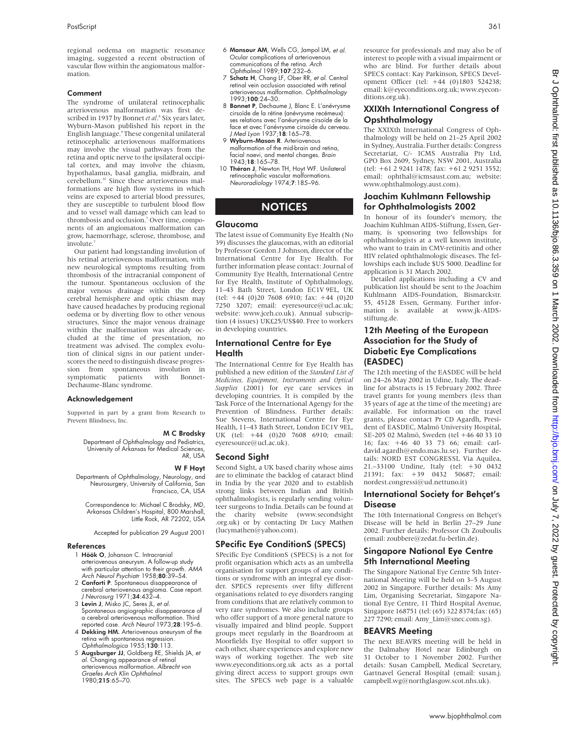regional oedema on magnetic resonance imaging, suggested a recent obstruction of vascular flow within the angiomatous malformation.

### Comment

The syndrome of unilateral retinocephalic arteriovenous malformation was first described in 1937 by Bonnet *et al*.[8] Six years later, Wyburn-Mason published his report in the English language.[9] These congenital unilateral retinocephalic arteriovenous malformations may involve the visual pathways from the retina and optic nerve to the ipsilateral occipital cortex, and may involve the chiasm, hypothalamus, basal ganglia, midbrain, and cerebellum.[10] Since these arteriovenous malformations are high flow systems in which veins are exposed to arterial blood pressures, they are susceptible to turbulent blood flow and to vessel wall damage which can lead to thrombosis and occlusion.[7] Over time, components of an angiomatous malformation can grow, haemorrhage, sclerose, thrombose, and involute.[7]

Our patient had longstanding involution of his retinal arteriovenous malformation, with new neurological symptoms resulting from thrombosis of the intracranial component of the tumour. Spontaneous occlusion of the major venous drainage within the deep cerebral hemisphere and optic chiasm may have caused headaches by producing regional oedema or by diverting flow to other venous structures. Since the major venous drainage within the malformation was already occluded at the time of presentation, no treatment was advised. The complex evolution of clinical signs in our patient underscores the need to distinguish disease progression from spontaneous involution in symptomatic patients with Bonnet-Dechaume-Blanc syndrome.

### Acknowledgement

Supported in part by a grant from Research to Prevent Blindness, Inc.

**M C Brodsky**
Department of Ophthalmology and Pediatrics, University of Arkansas for Medical Sciences, AR, USA

**W F Hoyt**
Departments of Ophthalmology, Neurology, and Neurosurgery, University of California, San Francisco, CA, USA

Correspondence to: Michael C Brodsky, MD, Arkansas Children's Hospital, 800 Marshall, Little Rock, AR 72202, USA

Accepted for publication 29 August 2001

### References

1. **Höök O**, Johanson C. Intracranial arteriovenous aneurysm. A follow-up study with particular attention to their growth. *AMA Arch Neurol Psychiatr* 1958;**80**:39–54.
2. **Conforti P**. Spontaneous disappearance of cerebral arteriovenous angioma. Case report. *J Neurosurg* 1971;**34**:432–4.
3. **Levin J**, Misko JC, Seres JL, *et al*. Spontaneous angiographic disappearance of a cerebral arteriovenous malformation. Third reported case. *Arch Neurol* 1973;**28**:195–6.
4. **Dekking HM.** Arteriovenous aneurysm of the retina with spontaneous regression. *Ophthalmologica* 1955;**130**:113.
5. **Augsburger JJ**, Goldberg RE, Shields JA, *et al*. Changing appearance of retinal arteriovenous malformation. *Albrecht von Graefes Arch Klin Ophthalmol* 1980;**215**:65–70.
6. **Mansour AM**, Wells CG, Jampol LM, *et al*. Ocular complications of arteriovenous communications of the retina. *Arch Ophthalmol* 1989;**107**:232–6.
7. **Schatz H**, Chang LF, Ober RR, *et al*. Central retinal vein occlusion associated with retinal arteriovenous malformation. *Ophthalmology* 1993;**100**:24–30.
8. **Bonnet P**, Dechaume J, Blanc E. L'anévrysme cirsoïde de la rétine (anévrysme recémeux): ses relations avec l'anéurysme cirsoïde de la face et avec l'anévrysme cirsoïde du cerveau. *J Med Lyon* 1937;**18**:165–78.
9. **Wyburn-Mason R**. Arteriovenous malformation of the mid-brain and retina, facial naevi, and mental changes. *Brain* 1943;**18**:165–78.
10. **Théron J**, Newton TH, Hoyt WF. Unilateral retinocephalic vascular malformations. *Neuroradiology* 1974;**7**:185–96.

## NOTICES

### Glaucoma

The latest issue of Community Eye Health (No 39) discusses the glaucomas, with an editorial by Professor Gordon J Johnson, director of the International Centre for Eye Health. For further information please contact: Journal of Community Eye Health, International Centre for Eye Health, Institute of Ophthalmology, 11–43 Bath Street, London EC1V 9EL, UK (tel: +44 (0)20 7608 6910; fax: +44 (0)20 7250 3207; email: eyeresource@ucl.ac.uk; website: www.jceh.co.uk). Annual subscription (4 issues) UK£25/US$40. Free to workers in developing countries.

### International Centre for Eye Health

The International Centre for Eye Health has published a new edition of the *Standard List of Medicines, Equipment, Instruments and Optical Supplies* (2001) for eye care services in developing countries. It is compiled by the Task Force of the International Agengy for the Prevention of Blindness. Further details: Sue Stevens, International Centre for Eye Health, 11–43 Bath Street, London EC1V 9EL, UK (tel: +44 (0)20 7608 6910; email: eyeresource@ucl.ac.uk).

### Second Sight

Second Sight, a UK based charity whose aims are to eliminate the backlog of cataract blind in India by the year 2020 and to establish strong links between Indian and British ophthalmologists, is regularly sending volunteer surgeons to India. Details can be found at the charity website (www.secondsight .org.uk) or by contacting Dr Lucy Mathen (lucymathen@yahoo.com).

### SPecific Eye ConditionS (SPECS)

SPecific Eye ConditionS (SPECS) is a not for profit organisation which acts as an umbrella organisation for support groups of any conditions or syndrome with an integral eye disorder. SPECS represents over fifty different organisations related to eye disorders ranging from conditions that are relatively common to very rare syndromes. We also include groups who offer support of a more general nature to visually impaired and blind people. Support groups meet regularly in the Boardroom at Moorfields Eye Hospital to offer support to each other, share experiences and explore new ways of working together. The web site www.eyeconditions.org.uk acts as a portal giving direct access to support groups own sites. The SPECS web page is a valuable resource for professionals and may also be of interest to people with a visual impairment or who are blind. For further details about SPECS contact: Kay Parkinson, SPECS Development Officer (tel: +44 (0)1803 524238; email: k@eyeconditions.org.uk; www.eyeconditions.org.uk).

### XXIXth International Congress of Opshthalmology

The XXIXth International Congress of Ophthalmology will be held on 21–25 April 2002 in Sydney, Australia. Further details: Congress Secretariat, C/- ICMS Australia Pty Ltd, GPO Box 2609, Sydney, NSW 2001, Australia (tel: +61 2 9241 1478; fax: +61 2 9251 3552; email: ophthal@icmsaust.com.au; website: www.ophthalmology.aust.com).

### Joachim Kuhlmann Fellowship for Ophthalmologists 2002

In honour of its founder's memory, the Joachim Kuhlman AIDS-Stiftung, Essen, Germany, is sponsoring two fellowships for ophthalmologists at a well known institute, who want to train in CMV-retinitis and other HIV related ophthalmologic diseases. The fellowships each include $US 5000. Deadline for application is 31 March 2002.

Detailed applications including a CV and publication list should be sent to the Joachim Kuhlmann AIDS-Foundation, Bismarckstr. 55, 45128 Essen, Germany. Further information is available at www.jk-AIDS-stiftung.de.

### 12th Meeting of the European Association for the Study of Diabetic Eye Complications (EASDEC)

The 12th meeting of the EASDEC will be held on 24–26 May 2002 in Udine, Italy. The deadline for abstracts is 15 February 2002. Three travel grants for young members (less than 35 years of age at the time of the meeting) are available. For information on the travel grants, please contact Pr CD Agardh, President of EASDEC, Malmö University Hospital, SE-205 02 Malmö, Sweden (tel +46 40 33 10 16; fax: +46 40 33 73 66; email: carl-david.agardh@endo.mas.lu.se). Further details: NORD EST CONGRESSI, Via Aquilea, 21.–33100 Undine, Italy (tel: +30 0432 21391; fax: +39 0432 50687; email: nordest.congressi@ud.nettuno.it)

### International Society for Behçet's Disease

The 10th International Congress on Behçet's Disease will be held in Berlin 27–29 June 2002. Further details: Professor Ch Zouboulis (email: zoubbere@zedat.fu-berlin.de).

### Singapore National Eye Centre 5th International Meeting

The Singapore National Eye Centre 5th International Meeting will be held on 3–5 August 2002 in Singapore. Further details: Ms Amy Lim, Organising Secretariat, Singapore National Eye Centre, 11 Third Hospital Avenue, Singapore 168751 (tel: (65) 322 8374;fax: (65) 227 7290; email: Amy_Lim@snec.com.sg).

### BEAVRS Meeting

The next BEAVRS meeting will be held in the Dalmahoy Hotel near Edinburgh on 31 October to 1 November 2002. Further details: Susan Campbell, Medical Secretary, Gartnavel General Hospital (email: susan.j. campbell.wg@northglasgow.scot.nhs.uk).